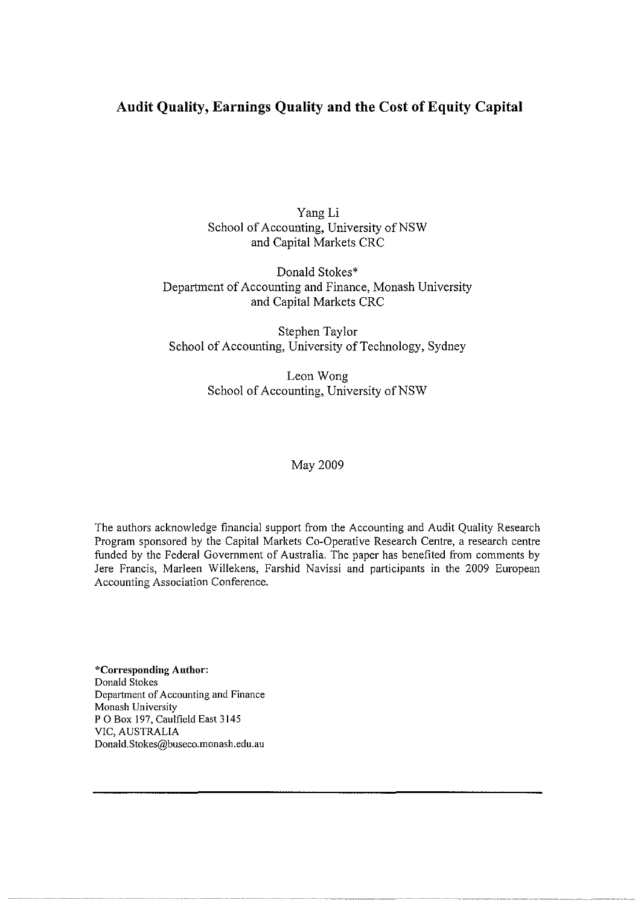# Audit Quality, Earnings Quality and the Cost of Equity Capital

Yang Li
School of Accounting, University of NSW
and Capital Markets CRC

Donald Stokes*
Department of Accounting and Finance, Monash University
and Capital Markets CRC

Stephen Taylor
School of Accounting, University of Technology, Sydney

Leon Wong
School of Accounting, University of NSW

May 2009

The authors acknowledge financial support from the Accounting and Audit Quality Research Program sponsored by the Capital Markets Co-Operative Research Centre, a research centre funded by the Federal Government of Australia. The paper has benefited from comments by Jere Francis, Marleen Willekens, Farshid Navissi and participants in the 2009 European Accounting Association Conference.

**\*Corresponding Author:**
Donald Stokes
Department of Accounting and Finance
Monash University
P O Box 197, Caulfield East 3145
VIC, AUSTRALIA
Donald.Stokes@buseco.monash.edu.au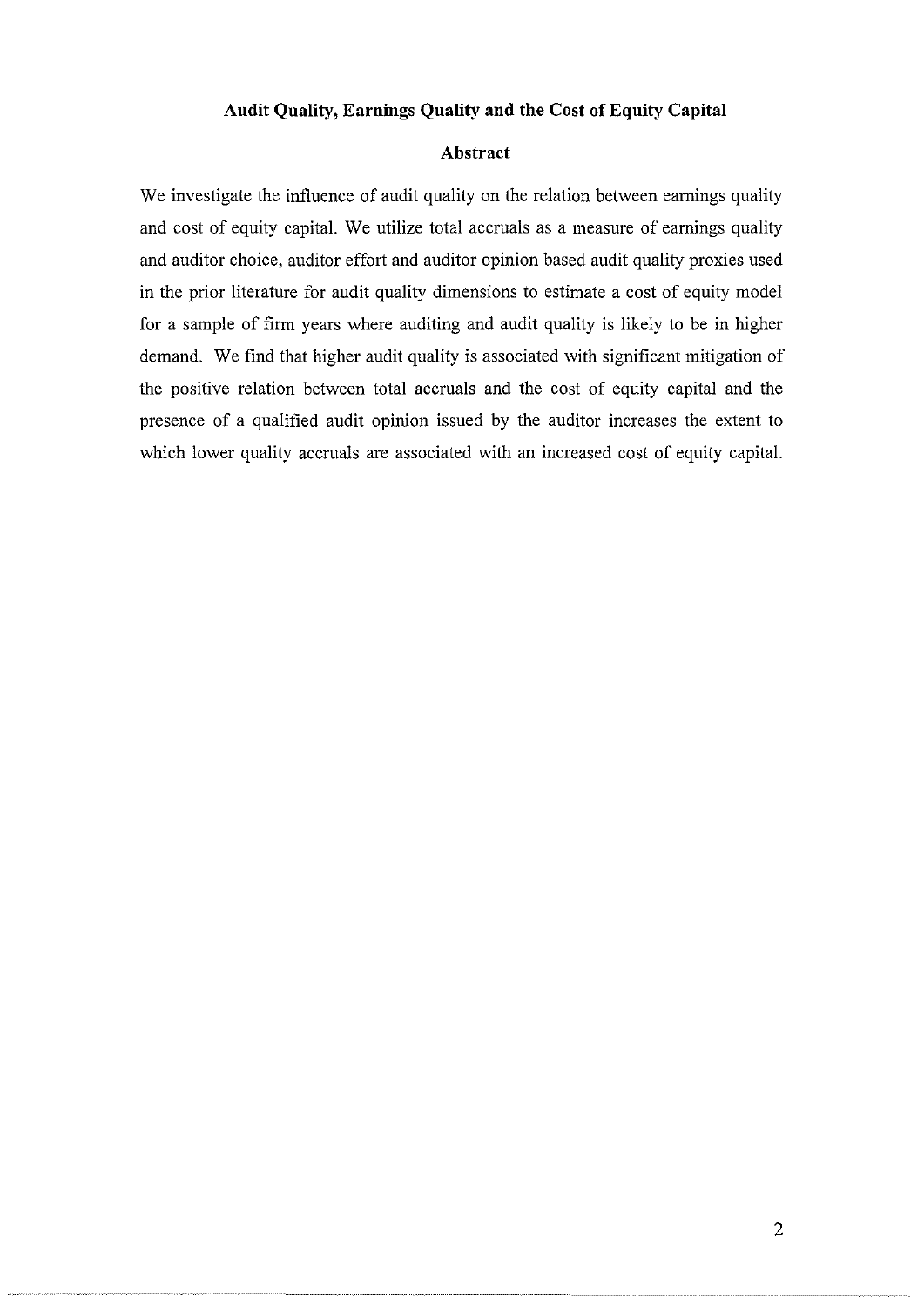# Audit Quality, Earnings Quality and the Cost of Equity Capital

## Abstract

We investigate the influence of audit quality on the relation between earnings quality and cost of equity capital. We utilize total accruals as a measure of earnings quality and auditor choice, auditor effort and auditor opinion based audit quality proxies used in the prior literature for audit quality dimensions to estimate a cost of equity model for a sample of firm years where auditing and audit quality is likely to be in higher demand. We find that higher audit quality is associated with significant mitigation of the positive relation between total accruals and the cost of equity capital and the presence of a qualified audit opinion issued by the auditor increases the extent to which lower quality accruals are associated with an increased cost of equity capital.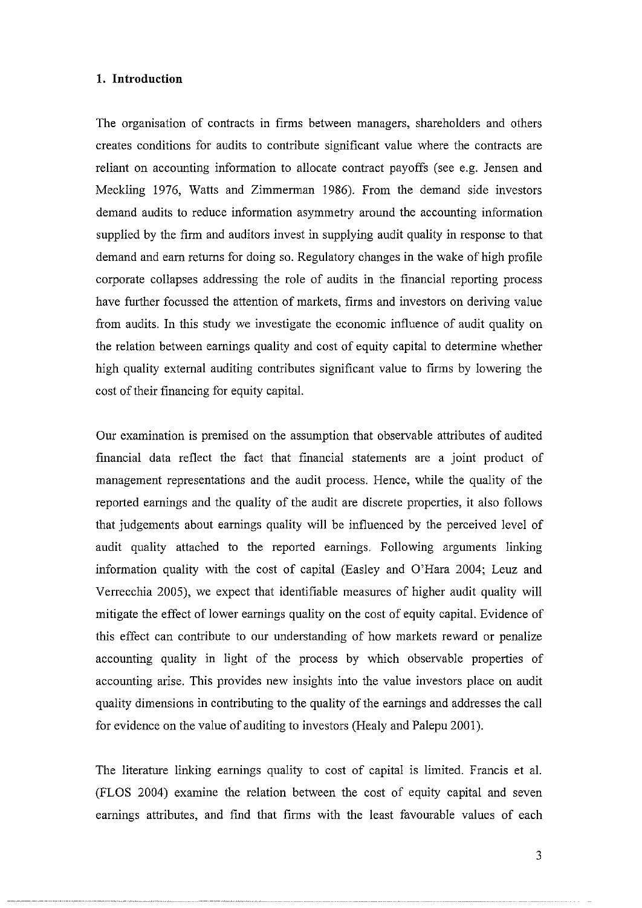## 1. Introduction

The organisation of contracts in firms between managers, shareholders and others creates conditions for audits to contribute significant value where the contracts are reliant on accounting information to allocate contract payoffs (see e.g. Jensen and Meckling 1976, Watts and Zimmerman 1986). From the demand side investors demand audits to reduce information asymmetry around the accounting information supplied by the firm and auditors invest in supplying audit quality in response to that demand and earn returns for doing so. Regulatory changes in the wake of high profile corporate collapses addressing the role of audits in the financial reporting process have further focussed the attention of markets, firms and investors on deriving value from audits. In this study we investigate the economic influence of audit quality on the relation between earnings quality and cost of equity capital to determine whether high quality external auditing contributes significant value to firms by lowering the cost of their financing for equity capital.

Our examination is premised on the assumption that observable attributes of audited financial data reflect the fact that financial statements are a joint product of management representations and the audit process. Hence, while the quality of the reported earnings and the quality of the audit are discrete properties, it also follows that judgements about earnings quality will be influenced by the perceived level of audit quality attached to the reported earnings. Following arguments linking information quality with the cost of capital (Easley and O'Hara 2004; Leuz and Verrecchia 2005), we expect that identifiable measures of higher audit quality will mitigate the effect of lower earnings quality on the cost of equity capital. Evidence of this effect can contribute to our understanding of how markets reward or penalize accounting quality in light of the process by which observable properties of accounting arise. This provides new insights into the value investors place on audit quality dimensions in contributing to the quality of the earnings and addresses the call for evidence on the value of auditing to investors (Healy and Palepu 2001).

The literature linking earnings quality to cost of capital is limited. Francis et al. (FLOS 2004) examine the relation between the cost of equity capital and seven earnings attributes, and find that firms with the least favourable values of each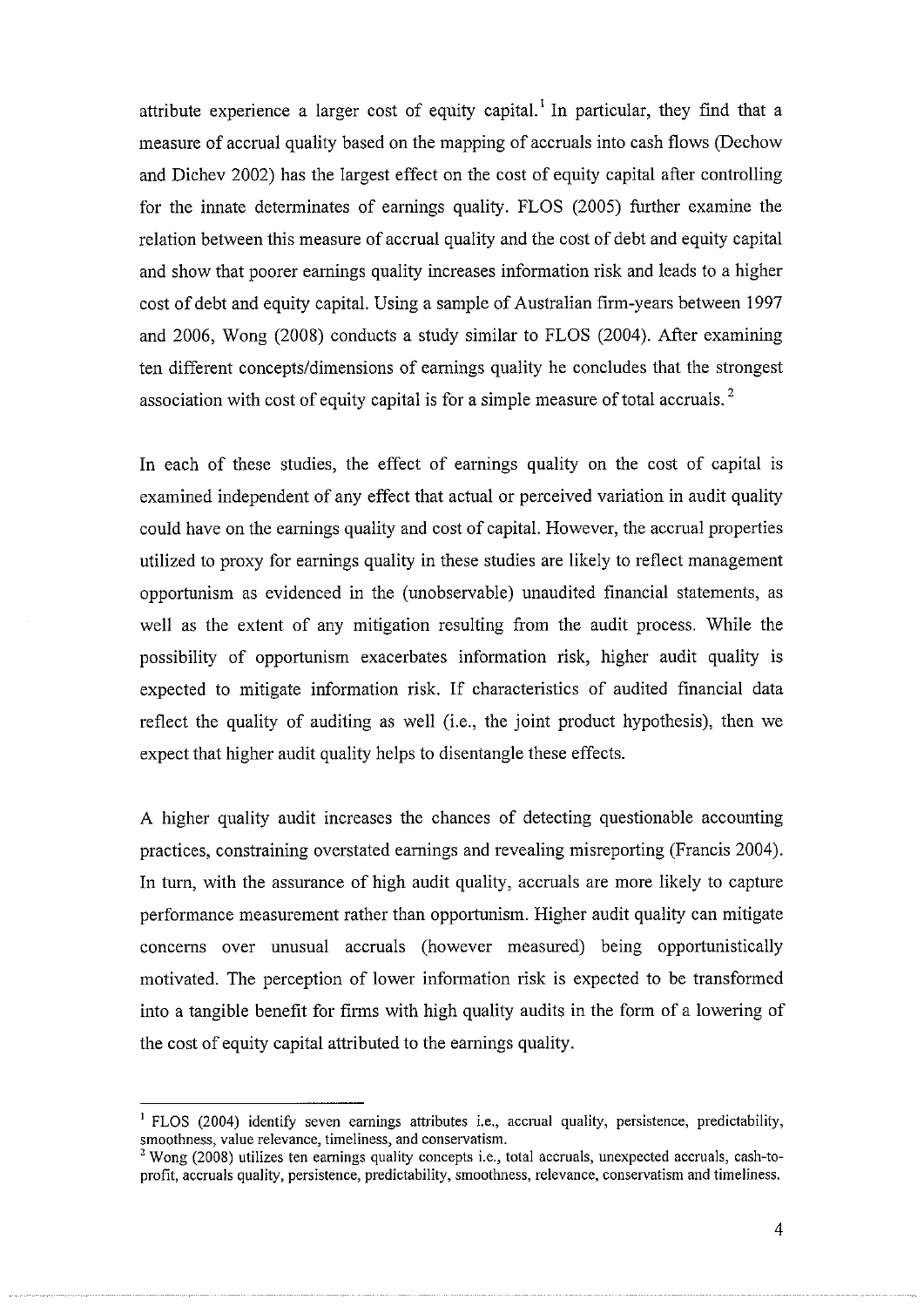attribute experience a larger cost of equity capital.[1] In particular, they find that a measure of accrual quality based on the mapping of accruals into cash flows (Dechow and Dichev 2002) has the largest effect on the cost of equity capital after controlling for the innate determinates of earnings quality. FLOS (2005) further examine the relation between this measure of accrual quality and the cost of debt and equity capital and show that poorer earnings quality increases information risk and leads to a higher cost of debt and equity capital. Using a sample of Australian firm-years between 1997 and 2006, Wong (2008) conducts a study similar to FLOS (2004). After examining ten different concepts/dimensions of earnings quality he concludes that the strongest association with cost of equity capital is for a simple measure of total accruals.[2]

In each of these studies, the effect of earnings quality on the cost of capital is examined independent of any effect that actual or perceived variation in audit quality could have on the earnings quality and cost of capital. However, the accrual properties utilized to proxy for earnings quality in these studies are likely to reflect management opportunism as evidenced in the (unobservable) unaudited financial statements, as well as the extent of any mitigation resulting from the audit process. While the possibility of opportunism exacerbates information risk, higher audit quality is expected to mitigate information risk. If characteristics of audited financial data reflect the quality of auditing as well (i.e., the joint product hypothesis), then we expect that higher audit quality helps to disentangle these effects.

A higher quality audit increases the chances of detecting questionable accounting practices, constraining overstated earnings and revealing misreporting (Francis 2004). In turn, with the assurance of high audit quality, accruals are more likely to capture performance measurement rather than opportunism. Higher audit quality can mitigate concerns over unusual accruals (however measured) being opportunistically motivated. The perception of lower information risk is expected to be transformed into a tangible benefit for firms with high quality audits in the form of a lowering of the cost of equity capital attributed to the earnings quality.

---

[1] FLOS (2004) identify seven earnings attributes i.e., accrual quality, persistence, predictability, smoothness, value relevance, timeliness, and conservatism.

[2] Wong (2008) utilizes ten earnings quality concepts i.e., total accruals, unexpected accruals, cash-to-profit, accruals quality, persistence, predictability, smoothness, relevance, conservatism and timeliness.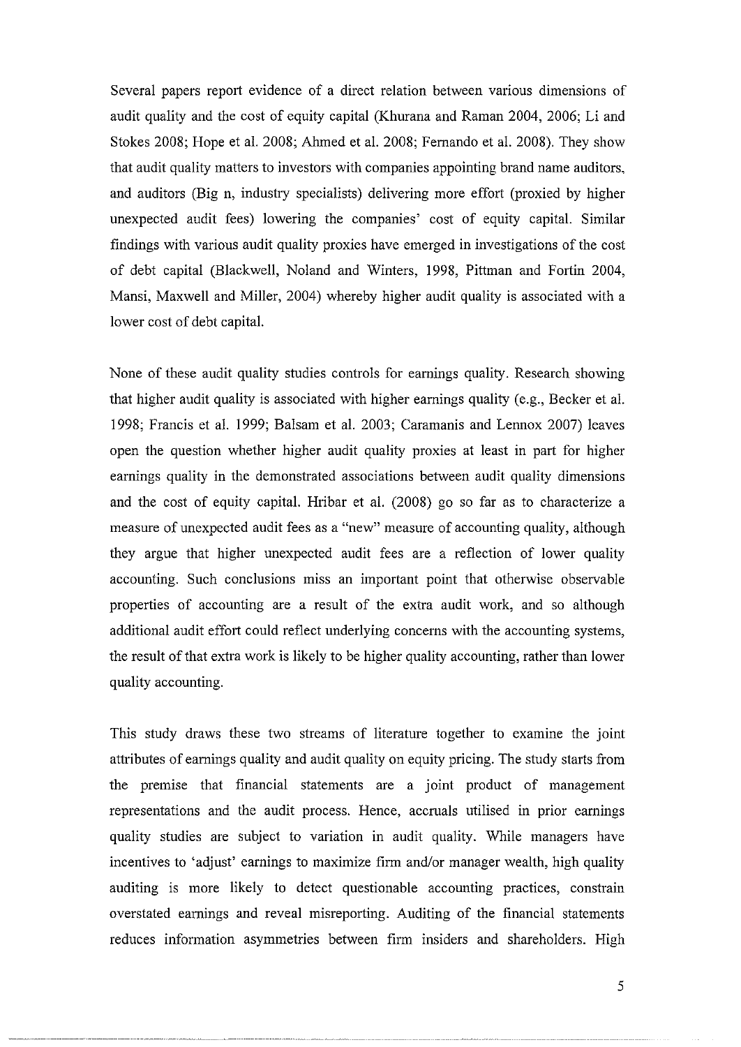Several papers report evidence of a direct relation between various dimensions of audit quality and the cost of equity capital (Khurana and Raman 2004, 2006; Li and Stokes 2008; Hope et al. 2008; Ahmed et al. 2008; Fernando et al. 2008). They show that audit quality matters to investors with companies appointing brand name auditors, and auditors (Big n, industry specialists) delivering more effort (proxied by higher unexpected audit fees) lowering the companies' cost of equity capital. Similar findings with various audit quality proxies have emerged in investigations of the cost of debt capital (Blackwell, Noland and Winters, 1998, Pittman and Fortin 2004, Mansi, Maxwell and Miller, 2004) whereby higher audit quality is associated with a lower cost of debt capital.

None of these audit quality studies controls for earnings quality. Research showing that higher audit quality is associated with higher earnings quality (e.g., Becker et al. 1998; Francis et al. 1999; Balsam et al. 2003; Caramanis and Lennox 2007) leaves open the question whether higher audit quality proxies at least in part for higher earnings quality in the demonstrated associations between audit quality dimensions and the cost of equity capital. Hribar et al. (2008) go so far as to characterize a measure of unexpected audit fees as a "new" measure of accounting quality, although they argue that higher unexpected audit fees are a reflection of lower quality accounting. Such conclusions miss an important point that otherwise observable properties of accounting are a result of the extra audit work, and so although additional audit effort could reflect underlying concerns with the accounting systems, the result of that extra work is likely to be higher quality accounting, rather than lower quality accounting.

This study draws these two streams of literature together to examine the joint attributes of earnings quality and audit quality on equity pricing. The study starts from the premise that financial statements are a joint product of management representations and the audit process. Hence, accruals utilised in prior earnings quality studies are subject to variation in audit quality. While managers have incentives to 'adjust' earnings to maximize firm and/or manager wealth, high quality auditing is more likely to detect questionable accounting practices, constrain overstated earnings and reveal misreporting. Auditing of the financial statements reduces information asymmetries between firm insiders and shareholders. High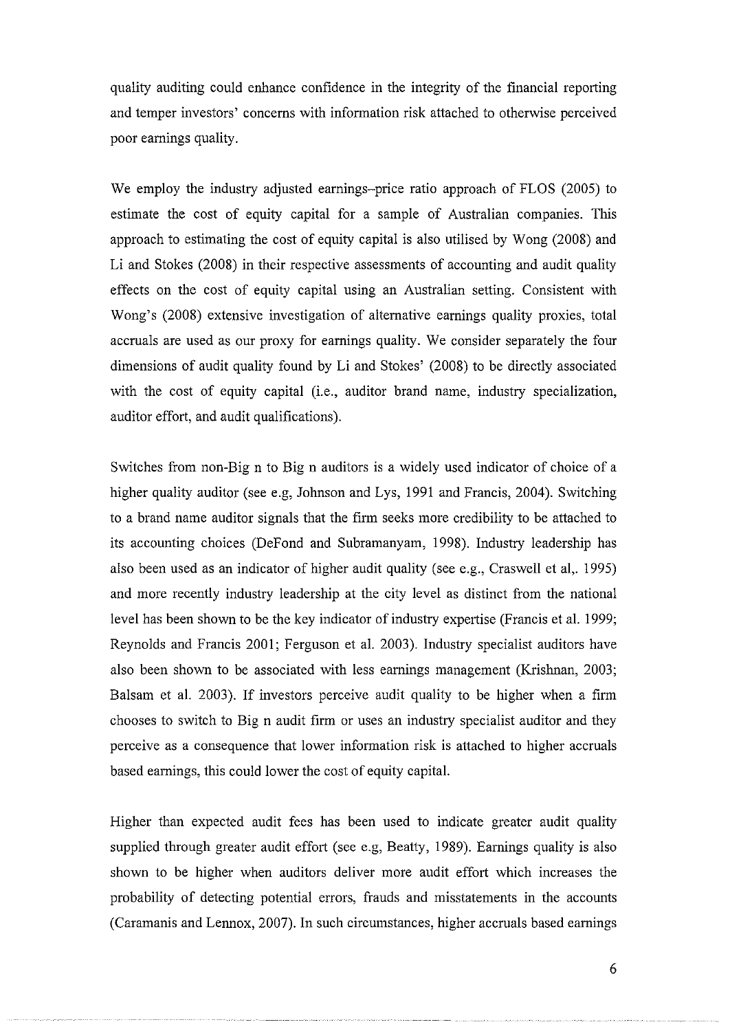quality auditing could enhance confidence in the integrity of the financial reporting and temper investors' concerns with information risk attached to otherwise perceived poor earnings quality.

We employ the industry adjusted earnings–price ratio approach of FLOS (2005) to estimate the cost of equity capital for a sample of Australian companies. This approach to estimating the cost of equity capital is also utilised by Wong (2008) and Li and Stokes (2008) in their respective assessments of accounting and audit quality effects on the cost of equity capital using an Australian setting. Consistent with Wong's (2008) extensive investigation of alternative earnings quality proxies, total accruals are used as our proxy for earnings quality. We consider separately the four dimensions of audit quality found by Li and Stokes' (2008) to be directly associated with the cost of equity capital (i.e., auditor brand name, industry specialization, auditor effort, and audit qualifications).

Switches from non-Big n to Big n auditors is a widely used indicator of choice of a higher quality auditor (see e.g, Johnson and Lys, 1991 and Francis, 2004). Switching to a brand name auditor signals that the firm seeks more credibility to be attached to its accounting choices (DeFond and Subramanyam, 1998). Industry leadership has also been used as an indicator of higher audit quality (see e.g., Craswell et al,. 1995) and more recently industry leadership at the city level as distinct from the national level has been shown to be the key indicator of industry expertise (Francis et al. 1999; Reynolds and Francis 2001; Ferguson et al. 2003). Industry specialist auditors have also been shown to be associated with less earnings management (Krishnan, 2003; Balsam et al. 2003). If investors perceive audit quality to be higher when a firm chooses to switch to Big n audit firm or uses an industry specialist auditor and they perceive as a consequence that lower information risk is attached to higher accruals based earnings, this could lower the cost of equity capital.

Higher than expected audit fees has been used to indicate greater audit quality supplied through greater audit effort (see e.g, Beatty, 1989). Earnings quality is also shown to be higher when auditors deliver more audit effort which increases the probability of detecting potential errors, frauds and misstatements in the accounts (Caramanis and Lennox, 2007). In such circumstances, higher accruals based earnings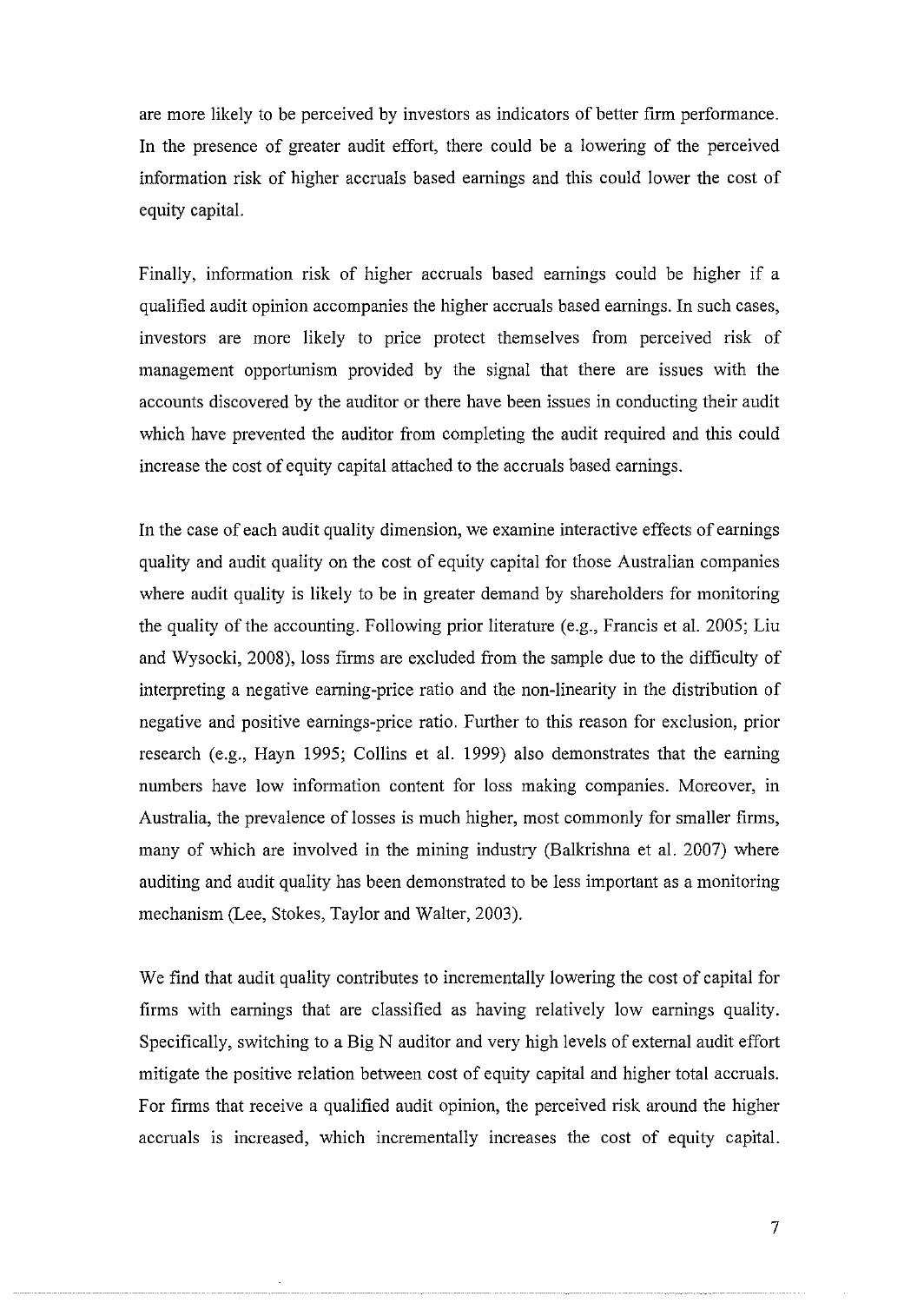are more likely to be perceived by investors as indicators of better firm performance. In the presence of greater audit effort, there could be a lowering of the perceived information risk of higher accruals based earnings and this could lower the cost of equity capital.

Finally, information risk of higher accruals based earnings could be higher if a qualified audit opinion accompanies the higher accruals based earnings. In such cases, investors are more likely to price protect themselves from perceived risk of management opportunism provided by the signal that there are issues with the accounts discovered by the auditor or there have been issues in conducting their audit which have prevented the auditor from completing the audit required and this could increase the cost of equity capital attached to the accruals based earnings.

In the case of each audit quality dimension, we examine interactive effects of earnings quality and audit quality on the cost of equity capital for those Australian companies where audit quality is likely to be in greater demand by shareholders for monitoring the quality of the accounting. Following prior literature (e.g., Francis et al. 2005; Liu and Wysocki, 2008), loss firms are excluded from the sample due to the difficulty of interpreting a negative earning-price ratio and the non-linearity in the distribution of negative and positive earnings-price ratio. Further to this reason for exclusion, prior research (e.g., Hayn 1995; Collins et al. 1999) also demonstrates that the earning numbers have low information content for loss making companies. Moreover, in Australia, the prevalence of losses is much higher, most commonly for smaller firms, many of which are involved in the mining industry (Balkrishna et al. 2007) where auditing and audit quality has been demonstrated to be less important as a monitoring mechanism (Lee, Stokes, Taylor and Walter, 2003).

We find that audit quality contributes to incrementally lowering the cost of capital for firms with earnings that are classified as having relatively low earnings quality. Specifically, switching to a Big N auditor and very high levels of external audit effort mitigate the positive relation between cost of equity capital and higher total accruals. For firms that receive a qualified audit opinion, the perceived risk around the higher accruals is increased, which incrementally increases the cost of equity capital.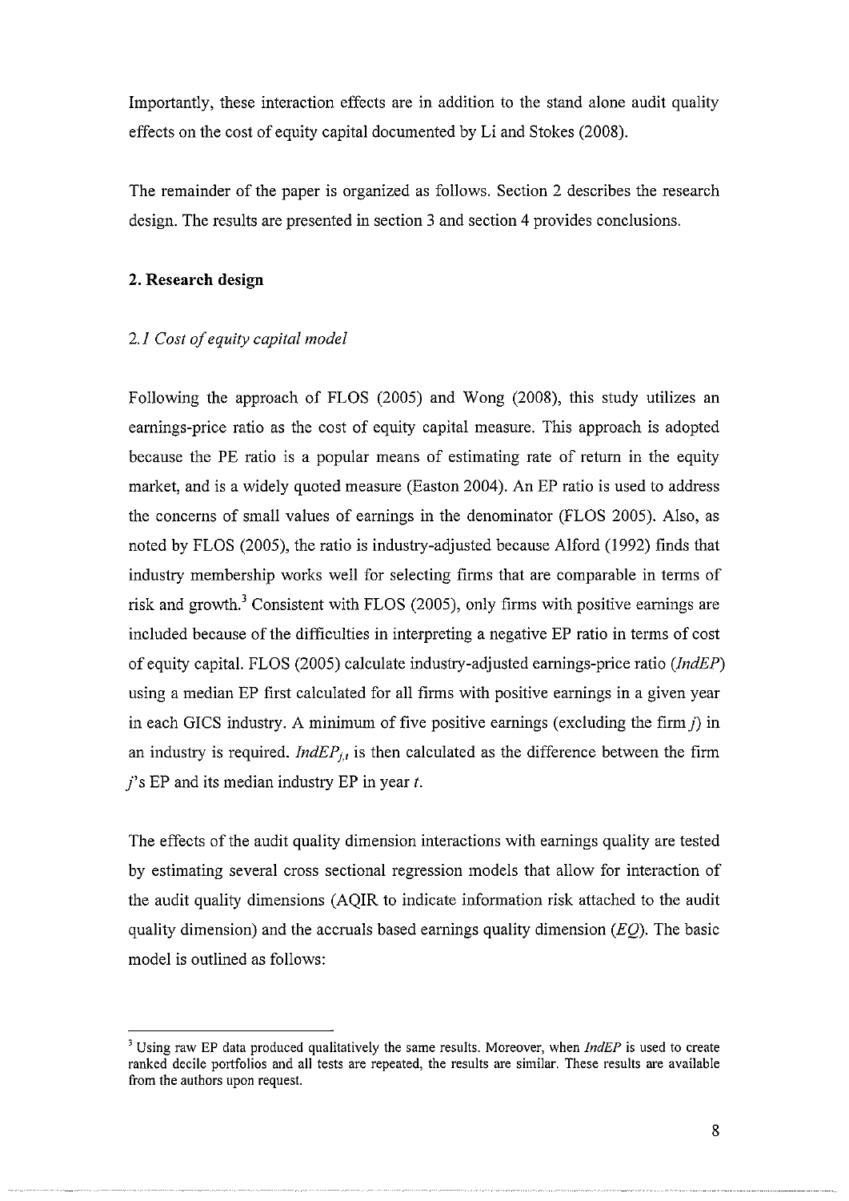Importantly, these interaction effects are in addition to the stand alone audit quality effects on the cost of equity capital documented by Li and Stokes (2008).

The remainder of the paper is organized as follows. Section 2 describes the research design. The results are presented in section 3 and section 4 provides conclusions.

## 2. Research design

### *2.1 Cost of equity capital model*

Following the approach of FLOS (2005) and Wong (2008), this study utilizes an earnings-price ratio as the cost of equity capital measure. This approach is adopted because the PE ratio is a popular means of estimating rate of return in the equity market, and is a widely quoted measure (Easton 2004). An EP ratio is used to address the concerns of small values of earnings in the denominator (FLOS 2005). Also, as noted by FLOS (2005), the ratio is industry-adjusted because Alford (1992) finds that industry membership works well for selecting firms that are comparable in terms of risk and growth.[3] Consistent with FLOS (2005), only firms with positive earnings are included because of the difficulties in interpreting a negative EP ratio in terms of cost of equity capital. FLOS (2005) calculate industry-adjusted earnings-price ratio (*IndEP*) using a median EP first calculated for all firms with positive earnings in a given year in each GICS industry. A minimum of five positive earnings (excluding the firm $j$) in an industry is required. $IndEP_{j,t}$ is then calculated as the difference between the firm $j$'s EP and its median industry EP in year $t$.

The effects of the audit quality dimension interactions with earnings quality are tested by estimating several cross sectional regression models that allow for interaction of the audit quality dimensions (AQIR to indicate information risk attached to the audit quality dimension) and the accruals based earnings quality dimension (*EQ*). The basic model is outlined as follows:

---

[3] Using raw EP data produced qualitatively the same results. Moreover, when *IndEP* is used to create ranked decile portfolios and all tests are repeated, the results are similar. These results are available from the authors upon request.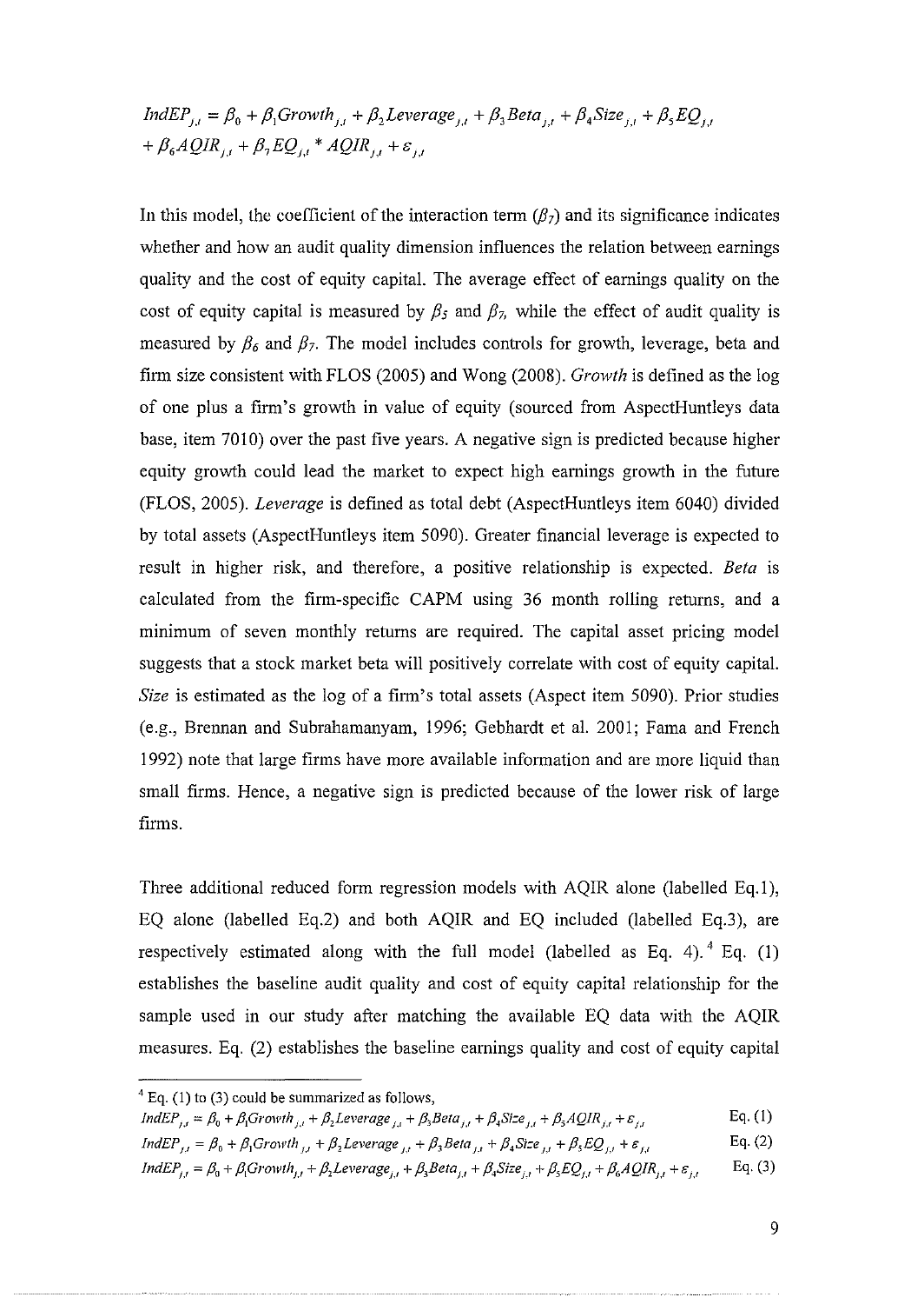$$IndEP_{j,t} = \beta_0 + \beta_1 Growth_{j,t} + \beta_2 Leverage_{j,t} + \beta_3 Beta_{j,t} + \beta_4 Size_{j,t} + \beta_5 EQ_{j,t} + \beta_6 AQIR_{j,t} + \beta_7 EQ_{j,t} * AQIR_{j,t} + \varepsilon_{j,t}$$

In this model, the coefficient of the interaction term ($\beta_7$) and its significance indicates whether and how an audit quality dimension influences the relation between earnings quality and the cost of equity capital. The average effect of earnings quality on the cost of equity capital is measured by $\beta_5$ and $\beta_7$, while the effect of audit quality is measured by $\beta_6$ and $\beta_7$. The model includes controls for growth, leverage, beta and firm size consistent with FLOS (2005) and Wong (2008). *Growth* is defined as the log of one plus a firm's growth in value of equity (sourced from AspectHuntleys data base, item 7010) over the past five years. A negative sign is predicted because higher equity growth could lead the market to expect high earnings growth in the future (FLOS, 2005). *Leverage* is defined as total debt (AspectHuntleys item 6040) divided by total assets (AspectHuntleys item 5090). Greater financial leverage is expected to result in higher risk, and therefore, a positive relationship is expected. *Beta* is calculated from the firm-specific CAPM using 36 month rolling returns, and a minimum of seven monthly returns are required. The capital asset pricing model suggests that a stock market beta will positively correlate with cost of equity capital. *Size* is estimated as the log of a firm's total assets (Aspect item 5090). Prior studies (e.g., Brennan and Subrahamanyam, 1996; Gebhardt et al. 2001; Fama and French 1992) note that large firms have more available information and are more liquid than small firms. Hence, a negative sign is predicted because of the lower risk of large firms.

Three additional reduced form regression models with AQIR alone (labelled Eq.1), EQ alone (labelled Eq.2) and both AQIR and EQ included (labelled Eq.3), are respectively estimated along with the full model (labelled as Eq. 4).[4] Eq. (1) establishes the baseline audit quality and cost of equity capital relationship for the sample used in our study after matching the available EQ data with the AQIR measures. Eq. (2) establishes the baseline earnings quality and cost of equity capital

---

[4] Eq. (1) to (3) could be summarized as follows,

$$IndEP_{j,t} = \beta_0 + \beta_1 Growth_{j,t} + \beta_2 Leverage_{j,t} + \beta_3 Beta_{j,t} + \beta_4 Size_{j,t} + \beta_5 AQIR_{j,t} + \varepsilon_{j,t} \quad \text{Eq. (1)}$$

$$IndEP_{j,t} = \beta_0 + \beta_1 Growth_{j,t} + \beta_2 Leverage_{j,t} + \beta_3 Beta_{j,t} + \beta_4 Size_{j,t} + \beta_5 EQ_{j,t} + \varepsilon_{j,t} \quad \text{Eq. (2)}$$

$$IndEP_{j,t} = \beta_0 + \beta_1 Growth_{j,t} + \beta_2 Leverage_{j,t} + \beta_3 Beta_{j,t} + \beta_4 Size_{j,t} + \beta_5 EQ_{j,t} + \beta_6 AQIR_{j,t} + \varepsilon_{j,t} \quad \text{Eq. (3)}$$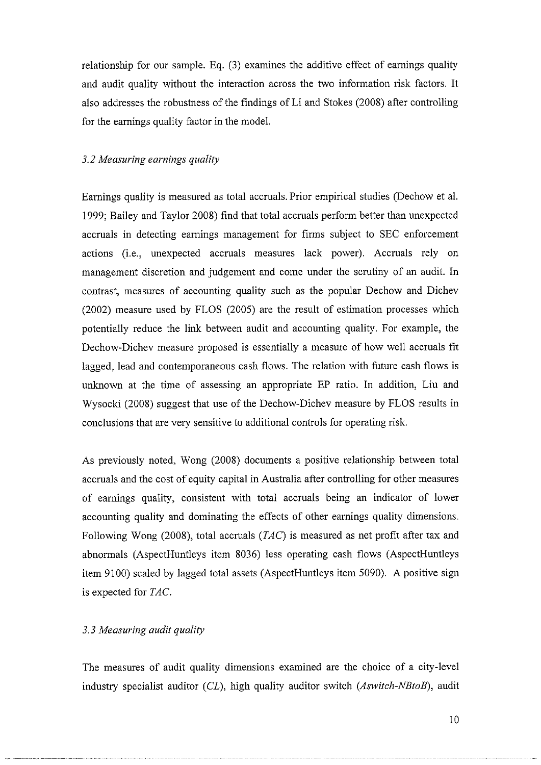relationship for our sample. Eq. (3) examines the additive effect of earnings quality and audit quality without the interaction across the two information risk factors. It also addresses the robustness of the findings of Li and Stokes (2008) after controlling for the earnings quality factor in the model.

### *3.2 Measuring earnings quality*

Earnings quality is measured as total accruals. Prior empirical studies (Dechow et al. 1999; Bailey and Taylor 2008) find that total accruals perform better than unexpected accruals in detecting earnings management for firms subject to SEC enforcement actions (i.e., unexpected accruals measures lack power). Accruals rely on management discretion and judgement and come under the scrutiny of an audit. In contrast, measures of accounting quality such as the popular Dechow and Dichev (2002) measure used by FLOS (2005) are the result of estimation processes which potentially reduce the link between audit and accounting quality. For example, the Dechow-Dichev measure proposed is essentially a measure of how well accruals fit lagged, lead and contemporaneous cash flows. The relation with future cash flows is unknown at the time of assessing an appropriate EP ratio. In addition, Liu and Wysocki (2008) suggest that use of the Dechow-Dichev measure by FLOS results in conclusions that are very sensitive to additional controls for operating risk.

As previously noted, Wong (2008) documents a positive relationship between total accruals and the cost of equity capital in Australia after controlling for other measures of earnings quality, consistent with total accruals being an indicator of lower accounting quality and dominating the effects of other earnings quality dimensions. Following Wong (2008), total accruals (*TAC*) is measured as net profit after tax and abnormals (AspectHuntleys item 8036) less operating cash flows (AspectHuntleys item 9100) scaled by lagged total assets (AspectHuntleys item 5090). A positive sign is expected for *TAC*.

### *3.3 Measuring audit quality*

The measures of audit quality dimensions examined are the choice of a city-level industry specialist auditor (*CL*), high quality auditor switch (*Aswitch-NBtoB*), audit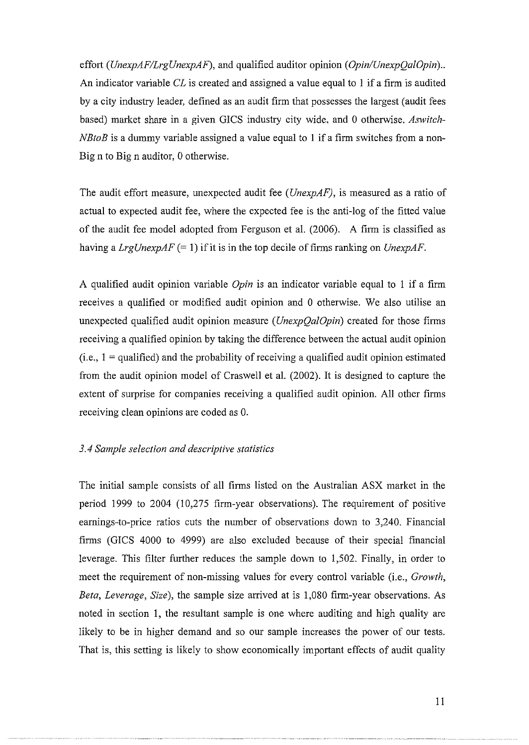effort (*UnexpAF/LrgUnexpAF*), and qualified auditor opinion (*Opin/UnexpQalOpin*).. An indicator variable *CL* is created and assigned a value equal to 1 if a firm is audited by a city industry leader, defined as an audit firm that possesses the largest (audit fees based) market share in a given GICS industry city wide, and 0 otherwise. *Aswitch-NBtoB* is a dummy variable assigned a value equal to 1 if a firm switches from a non-Big n to Big n auditor, 0 otherwise.

The audit effort measure, unexpected audit fee (*UnexpAF)*, is measured as a ratio of actual to expected audit fee, where the expected fee is the anti-log of the fitted value of the audit fee model adopted from Ferguson et al. (2006). A firm is classified as having a *LrgUnexpAF* (= 1) if it is in the top decile of firms ranking on *UnexpAF*.

A qualified audit opinion variable *Opin* is an indicator variable equal to 1 if a firm receives a qualified or modified audit opinion and 0 otherwise. We also utilise an unexpected qualified audit opinion measure (*UnexpQalOpin*) created for those firms receiving a qualified opinion by taking the difference between the actual audit opinion (i.e., 1 = qualified) and the probability of receiving a qualified audit opinion estimated from the audit opinion model of Craswell et al. (2002). It is designed to capture the extent of surprise for companies receiving a qualified audit opinion. All other firms receiving clean opinions are coded as 0.

### *3.4 Sample selection and descriptive statistics*

The initial sample consists of all firms listed on the Australian ASX market in the period 1999 to 2004 (10,275 firm-year observations). The requirement of positive earnings-to-price ratios cuts the number of observations down to 3,240. Financial firms (GICS 4000 to 4999) are also excluded because of their special financial leverage. This filter further reduces the sample down to 1,502. Finally, in order to meet the requirement of non-missing values for every control variable (i.e., *Growth*, *Beta*, *Leverage*, *Size*), the sample size arrived at is 1,080 firm-year observations. As noted in section 1, the resultant sample is one where auditing and high quality are likely to be in higher demand and so our sample increases the power of our tests. That is, this setting is likely to show economically important effects of audit quality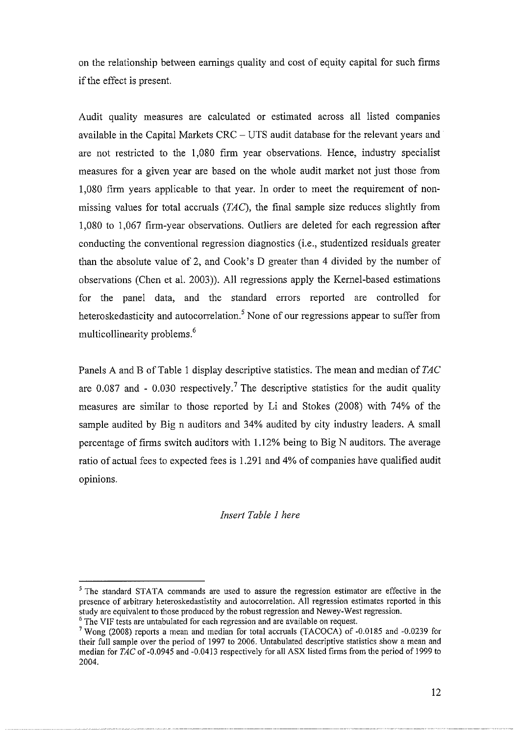on the relationship between earnings quality and cost of equity capital for such firms if the effect is present.

Audit quality measures are calculated or estimated across all listed companies available in the Capital Markets CRC – UTS audit database for the relevant years and are not restricted to the 1,080 firm year observations. Hence, industry specialist measures for a given year are based on the whole audit market not just those from 1,080 firm years applicable to that year. In order to meet the requirement of non-missing values for total accruals (*TAC*), the final sample size reduces slightly from 1,080 to 1,067 firm-year observations. Outliers are deleted for each regression after conducting the conventional regression diagnostics (i.e., studentized residuals greater than the absolute value of 2, and Cook's D greater than 4 divided by the number of observations (Chen et al. 2003)). All regressions apply the Kernel-based estimations for the panel data, and the standard errors reported are controlled for heteroskedasticity and autocorrelation.[5] None of our regressions appear to suffer from multicollinearity problems.[6]

Panels A and B of Table 1 display descriptive statistics. The mean and median of *TAC* are 0.087 and - 0.030 respectively.[7] The descriptive statistics for the audit quality measures are similar to those reported by Li and Stokes (2008) with 74% of the sample audited by Big n auditors and 34% audited by city industry leaders. A small percentage of firms switch auditors with 1.12% being to Big N auditors. The average ratio of actual fees to expected fees is 1.291 and 4% of companies have qualified audit opinions.

*Insert Table 1 here*

---

[5] The standard STATA commands are used to assure the regression estimator are effective in the presence of arbitrary heteroskedastistity and autocorrelation. All regression estimates reported in this study are equivalent to those produced by the robust regression and Newey-West regression.

[6] The VIF tests are untabulated for each regression and are available on request.

[7] Wong (2008) reports a mean and median for total accruals (TACOCA) of -0.0185 and -0.0239 for their full sample over the period of 1997 to 2006. Untabulated descriptive statistics show a mean and median for *TAC* of -0.0945 and -0.0413 respectively for all ASX listed firms from the period of 1999 to 2004.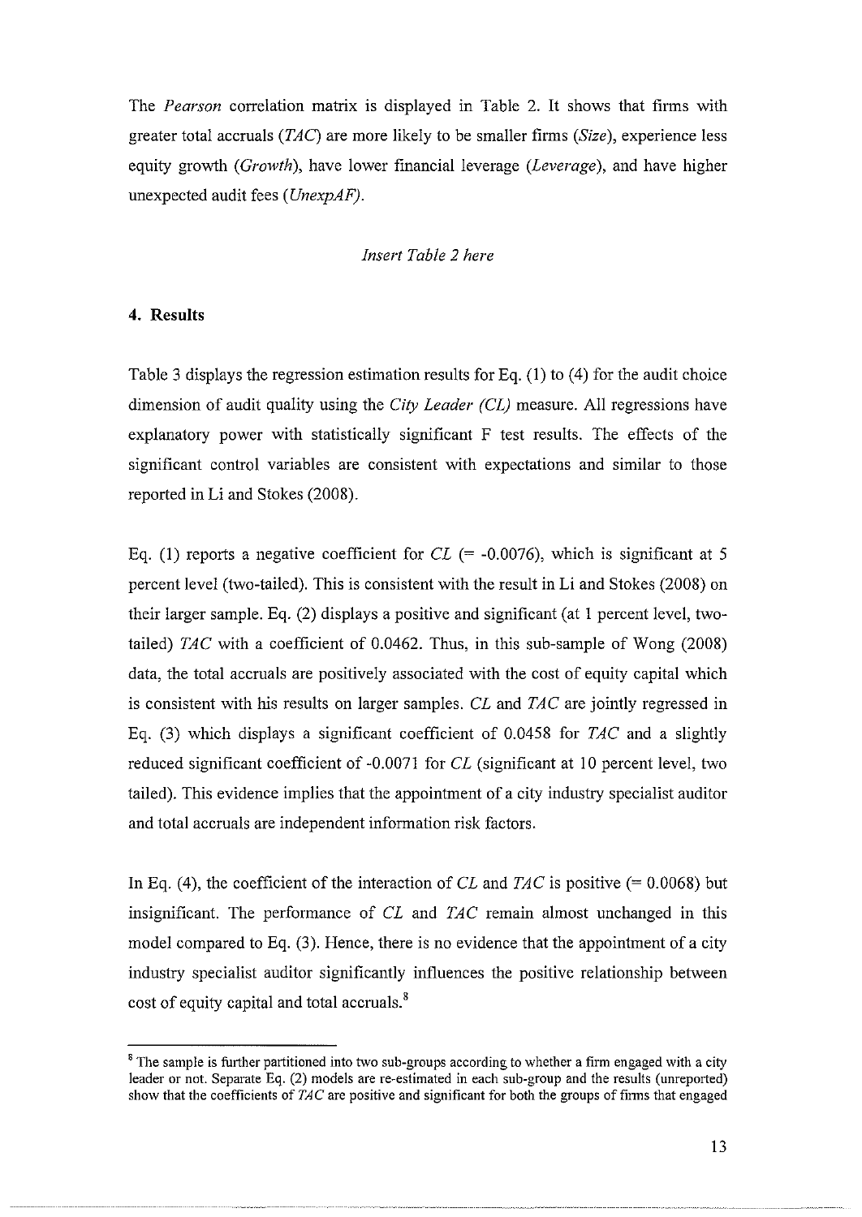The *Pearson* correlation matrix is displayed in Table 2. It shows that firms with greater total accruals (*TAC*) are more likely to be smaller firms (*Size*), experience less equity growth (*Growth*), have lower financial leverage (*Leverage*), and have higher unexpected audit fees (*UnexpAF*).

*Insert Table 2 here*

## 4. Results

Table 3 displays the regression estimation results for Eq. (1) to (4) for the audit choice dimension of audit quality using the *City Leader (CL)* measure. All regressions have explanatory power with statistically significant F test results. The effects of the significant control variables are consistent with expectations and similar to those reported in Li and Stokes (2008).

Eq. (1) reports a negative coefficient for *CL* (= -0.0076), which is significant at 5 percent level (two-tailed). This is consistent with the result in Li and Stokes (2008) on their larger sample. Eq. (2) displays a positive and significant (at 1 percent level, two-tailed) *TAC* with a coefficient of 0.0462. Thus, in this sub-sample of Wong (2008) data, the total accruals are positively associated with the cost of equity capital which is consistent with his results on larger samples. *CL* and *TAC* are jointly regressed in Eq. (3) which displays a significant coefficient of 0.0458 for *TAC* and a slightly reduced significant coefficient of -0.0071 for *CL* (significant at 10 percent level, two tailed). This evidence implies that the appointment of a city industry specialist auditor and total accruals are independent information risk factors.

In Eq. (4), the coefficient of the interaction of *CL* and *TAC* is positive (= 0.0068) but insignificant. The performance of *CL* and *TAC* remain almost unchanged in this model compared to Eq. (3). Hence, there is no evidence that the appointment of a city industry specialist auditor significantly influences the positive relationship between cost of equity capital and total accruals.[8]

---

[8] The sample is further partitioned into two sub-groups according to whether a firm engaged with a city leader or not. Separate Eq. (2) models are re-estimated in each sub-group and the results (unreported) show that the coefficients of *TAC* are positive and significant for both the groups of firms that engaged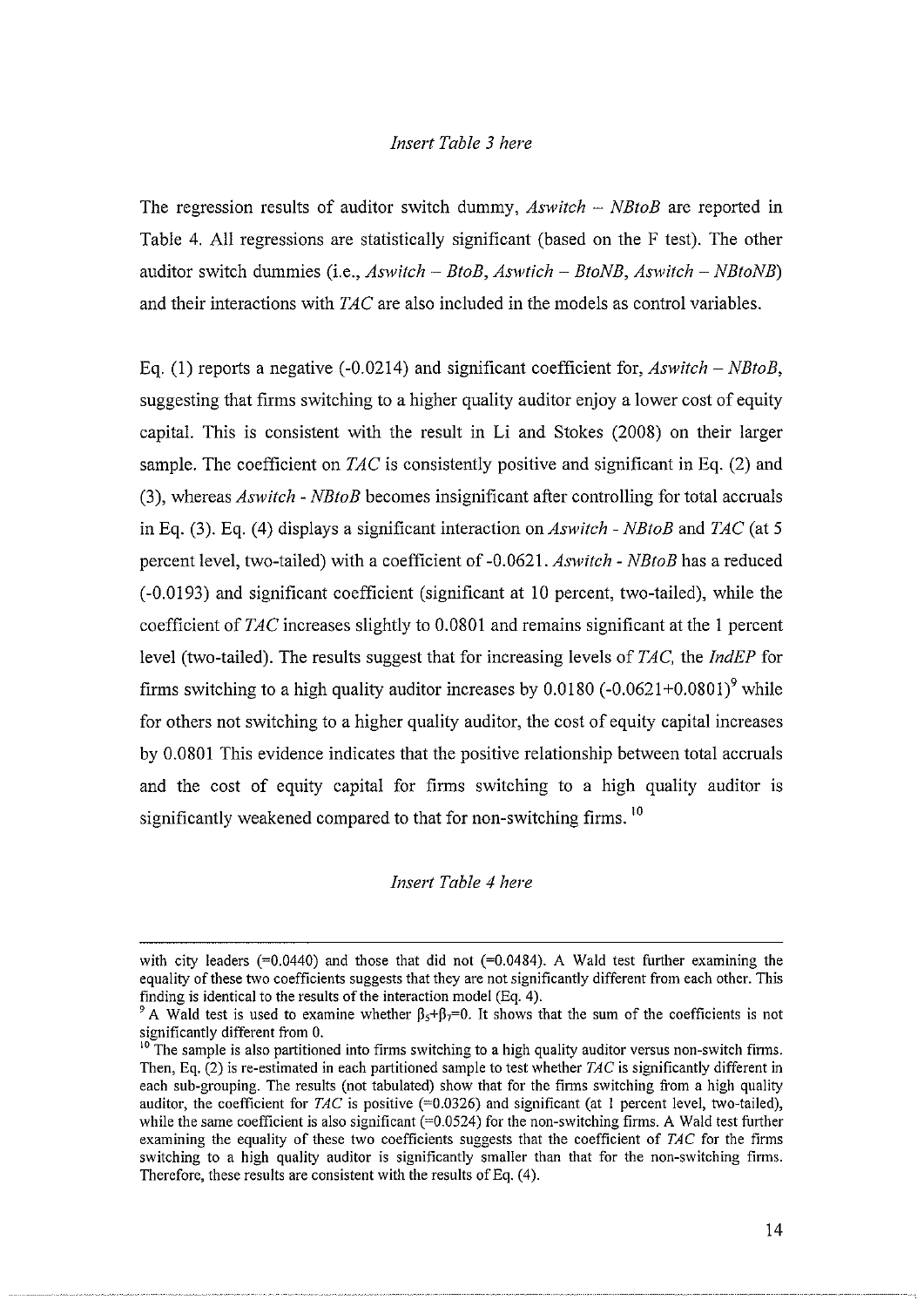*Insert Table 3 here*

The regression results of auditor switch dummy, *Aswitch – NBtoB* are reported in Table 4. All regressions are statistically significant (based on the F test). The other auditor switch dummies (i.e., *Aswitch – BtoB*, *Aswtich – BtoNB*, *Aswitch – NBtoNB*) and their interactions with *TAC* are also included in the models as control variables.

Eq. (1) reports a negative (-0.0214) and significant coefficient for, *Aswitch – NBtoB*, suggesting that firms switching to a higher quality auditor enjoy a lower cost of equity capital. This is consistent with the result in Li and Stokes (2008) on their larger sample. The coefficient on *TAC* is consistently positive and significant in Eq. (2) and (3), whereas *Aswitch - NBtoB* becomes insignificant after controlling for total accruals in Eq. (3). Eq. (4) displays a significant interaction on *Aswitch - NBtoB* and *TAC* (at 5 percent level, two-tailed) with a coefficient of -0.0621. *Aswitch - NBtoB* has a reduced (-0.0193) and significant coefficient (significant at 10 percent, two-tailed), while the coefficient of *TAC* increases slightly to 0.0801 and remains significant at the 1 percent level (two-tailed). The results suggest that for increasing levels of *TAC*, the *IndEP* for firms switching to a high quality auditor increases by 0.0180 (-0.0621+0.0801)[9] while for others not switching to a higher quality auditor, the cost of equity capital increases by 0.0801 This evidence indicates that the positive relationship between total accruals and the cost of equity capital for firms switching to a high quality auditor is significantly weakened compared to that for non-switching firms. [10]

*Insert Table 4 here*

---

with city leaders (=0.0440) and those that did not (=0.0484). A Wald test further examining the equality of these two coefficients suggests that they are not significantly different from each other. This finding is identical to the results of the interaction model (Eq. 4).

[9] A Wald test is used to examine whether $\beta_5+\beta_7=0$. It shows that the sum of the coefficients is not significantly different from 0.

[10] The sample is also partitioned into firms switching to a high quality auditor versus non-switch firms. Then, Eq. (2) is re-estimated in each partitioned sample to test whether *TAC* is significantly different in each sub-grouping. The results (not tabulated) show that for the firms switching from a high quality auditor, the coefficient for *TAC* is positive (=0.0326) and significant (at 1 percent level, two-tailed), while the same coefficient is also significant (=0.0524) for the non-switching firms. A Wald test further examining the equality of these two coefficients suggests that the coefficient of *TAC* for the firms switching to a high quality auditor is significantly smaller than that for the non-switching firms. Therefore, these results are consistent with the results of Eq. (4).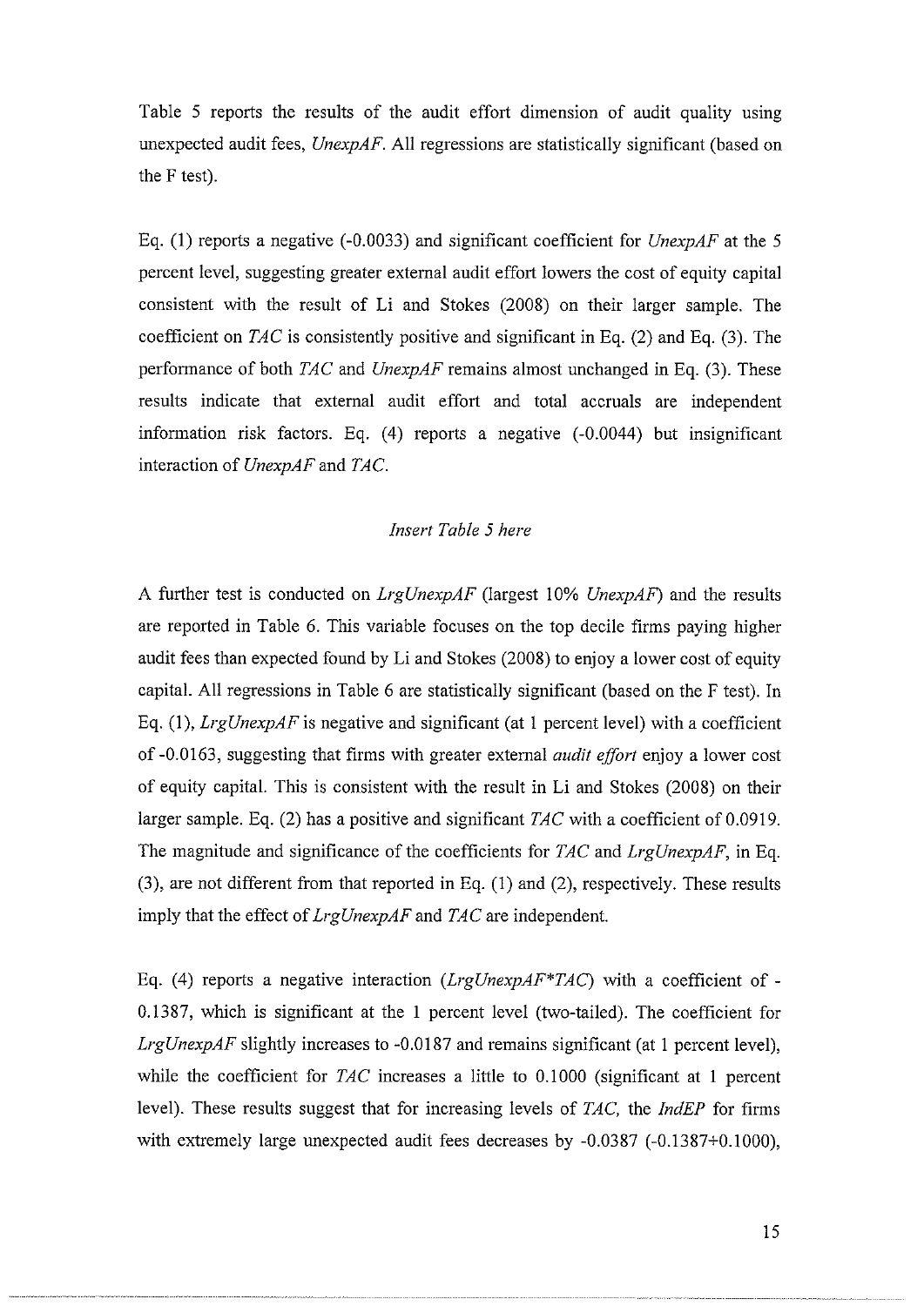Table 5 reports the results of the audit effort dimension of audit quality using unexpected audit fees, *UnexpAF*. All regressions are statistically significant (based on the F test).

Eq. (1) reports a negative (-0.0033) and significant coefficient for *UnexpAF* at the 5 percent level, suggesting greater external audit effort lowers the cost of equity capital consistent with the result of Li and Stokes (2008) on their larger sample. The coefficient on *TAC* is consistently positive and significant in Eq. (2) and Eq. (3). The performance of both *TAC* and *UnexpAF* remains almost unchanged in Eq. (3). These results indicate that external audit effort and total accruals are independent information risk factors. Eq. (4) reports a negative (-0.0044) but insignificant interaction of *UnexpAF* and *TAC*.

*Insert Table 5 here*

A further test is conducted on *LrgUnexpAF* (largest 10% *UnexpAF*) and the results are reported in Table 6. This variable focuses on the top decile firms paying higher audit fees than expected found by Li and Stokes (2008) to enjoy a lower cost of equity capital. All regressions in Table 6 are statistically significant (based on the F test). In Eq. (1), *LrgUnexpAF* is negative and significant (at 1 percent level) with a coefficient of -0.0163, suggesting that firms with greater external *audit effort* enjoy a lower cost of equity capital. This is consistent with the result in Li and Stokes (2008) on their larger sample. Eq. (2) has a positive and significant *TAC* with a coefficient of 0.0919. The magnitude and significance of the coefficients for *TAC* and *LrgUnexpAF*, in Eq. (3), are not different from that reported in Eq. (1) and (2), respectively. These results imply that the effect of *LrgUnexpAF* and *TAC* are independent.

Eq. (4) reports a negative interaction (*LrgUnexpAF*TAC*) with a coefficient of -0.1387, which is significant at the 1 percent level (two-tailed). The coefficient for *LrgUnexpAF* slightly increases to -0.0187 and remains significant (at 1 percent level), while the coefficient for *TAC* increases a little to 0.1000 (significant at 1 percent level). These results suggest that for increasing levels of *TAC*, the *IndEP* for firms with extremely large unexpected audit fees decreases by -0.0387 (-0.1387+0.1000),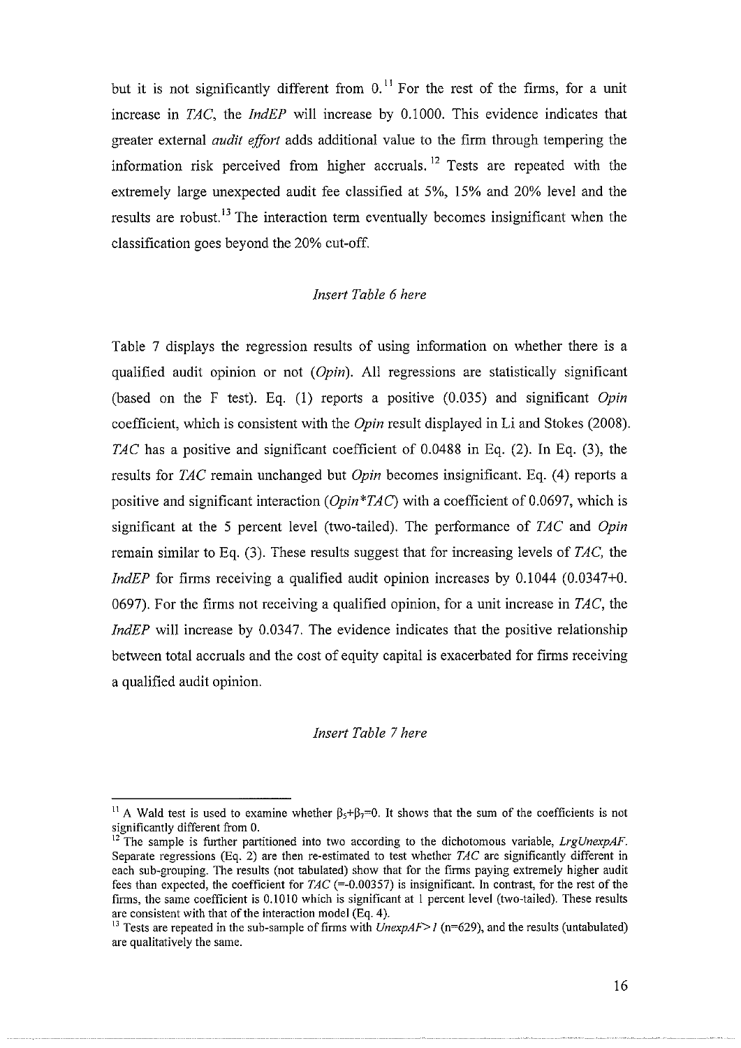but it is not significantly different from 0.[11] For the rest of the firms, for a unit increase in *TAC*, the *IndEP* will increase by 0.1000. This evidence indicates that greater external *audit effort* adds additional value to the firm through tempering the information risk perceived from higher accruals.[12] Tests are repeated with the extremely large unexpected audit fee classified at 5%, 15% and 20% level and the results are robust.[13] The interaction term eventually becomes insignificant when the classification goes beyond the 20% cut-off.

*Insert Table 6 here*

Table 7 displays the regression results of using information on whether there is a qualified audit opinion or not (*Opin*). All regressions are statistically significant (based on the F test). Eq. (1) reports a positive (0.035) and significant *Opin* coefficient, which is consistent with the *Opin* result displayed in Li and Stokes (2008). *TAC* has a positive and significant coefficient of 0.0488 in Eq. (2). In Eq. (3), the results for *TAC* remain unchanged but *Opin* becomes insignificant. Eq. (4) reports a positive and significant interaction (*Opin\*TAC*) with a coefficient of 0.0697, which is significant at the 5 percent level (two-tailed). The performance of *TAC* and *Opin* remain similar to Eq. (3). These results suggest that for increasing levels of *TAC*, the *IndEP* for firms receiving a qualified audit opinion increases by 0.1044 (0.0347+0. 0697). For the firms not receiving a qualified opinion, for a unit increase in *TAC*, the *IndEP* will increase by 0.0347. The evidence indicates that the positive relationship between total accruals and the cost of equity capital is exacerbated for firms receiving a qualified audit opinion.

*Insert Table 7 here*

---

[11] A Wald test is used to examine whether $\beta_5+\beta_7=0$. It shows that the sum of the coefficients is not significantly different from 0.

[12] The sample is further partitioned into two according to the dichotomous variable, *LrgUnexpAF*. Separate regressions (Eq. 2) are then re-estimated to test whether *TAC* are significantly different in each sub-grouping. The results (not tabulated) show that for the firms paying extremely higher audit fees than expected, the coefficient for *TAC* (=-0.00357) is insignificant. In contrast, for the rest of the firms, the same coefficient is 0.1010 which is significant at 1 percent level (two-tailed). These results are consistent with that of the interaction model (Eq. 4).

[13] Tests are repeated in the sub-sample of firms with *UnexpAF>1* (n=629), and the results (untabulated) are qualitatively the same.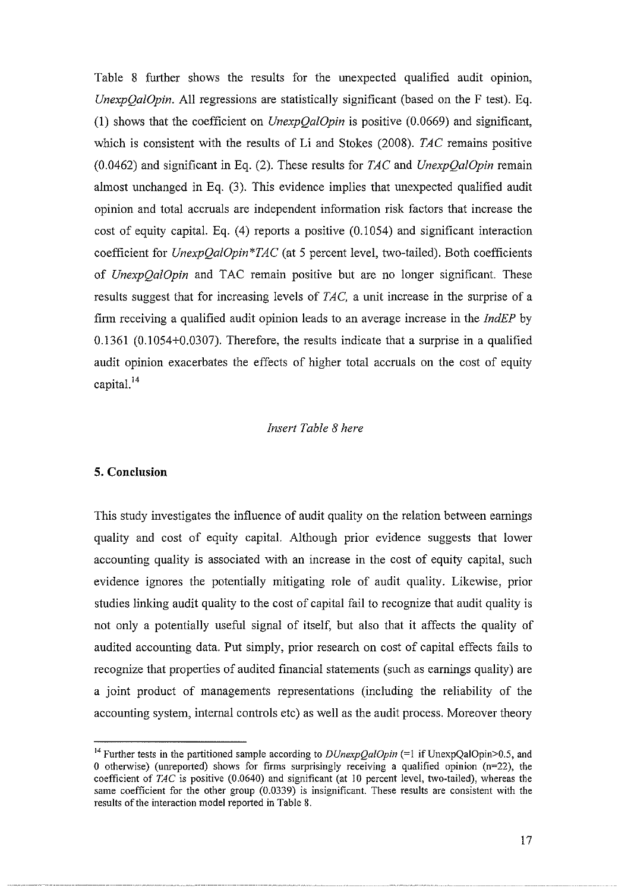Table 8 further shows the results for the unexpected qualified audit opinion, *UnexpQalOpin*. All regressions are statistically significant (based on the F test). Eq. (1) shows that the coefficient on *UnexpQalOpin* is positive (0.0669) and significant, which is consistent with the results of Li and Stokes (2008). *TAC* remains positive (0.0462) and significant in Eq. (2). These results for *TAC* and *UnexpQalOpin* remain almost unchanged in Eq. (3). This evidence implies that unexpected qualified audit opinion and total accruals are independent information risk factors that increase the cost of equity capital. Eq. (4) reports a positive (0.1054) and significant interaction coefficient for *UnexpQalOpin*\**TAC* (at 5 percent level, two-tailed). Both coefficients of *UnexpQalOpin* and TAC remain positive but are no longer significant. These results suggest that for increasing levels of *TAC*, a unit increase in the surprise of a firm receiving a qualified audit opinion leads to an average increase in the *IndEP* by 0.1361 (0.1054+0.0307). Therefore, the results indicate that a surprise in a qualified audit opinion exacerbates the effects of higher total accruals on the cost of equity capital.[14]

*Insert Table 8 here*

## 5. Conclusion

This study investigates the influence of audit quality on the relation between earnings quality and cost of equity capital. Although prior evidence suggests that lower accounting quality is associated with an increase in the cost of equity capital, such evidence ignores the potentially mitigating role of audit quality. Likewise, prior studies linking audit quality to the cost of capital fail to recognize that audit quality is not only a potentially useful signal of itself, but also that it affects the quality of audited accounting data. Put simply, prior research on cost of capital effects fails to recognize that properties of audited financial statements (such as earnings quality) are a joint product of managements representations (including the reliability of the accounting system, internal controls etc) as well as the audit process. Moreover theory

---

[14] Further tests in the partitioned sample according to *DUnexpQalOpin* (=1 if UnexpQalOpin>0.5, and 0 otherwise) (unreported) shows for firms surprisingly receiving a qualified opinion (n=22), the coefficient of *TAC* is positive (0.0640) and significant (at 10 percent level, two-tailed), whereas the same coefficient for the other group (0.0339) is insignificant. These results are consistent with the results of the interaction model reported in Table 8.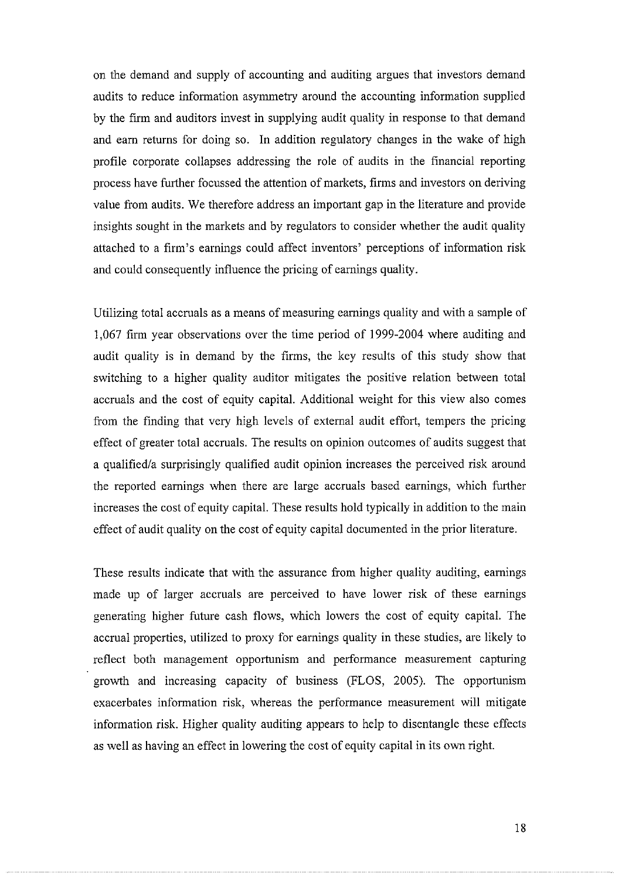on the demand and supply of accounting and auditing argues that investors demand audits to reduce information asymmetry around the accounting information supplied by the firm and auditors invest in supplying audit quality in response to that demand and earn returns for doing so. In addition regulatory changes in the wake of high profile corporate collapses addressing the role of audits in the financial reporting process have further focussed the attention of markets, firms and investors on deriving value from audits. We therefore address an important gap in the literature and provide insights sought in the markets and by regulators to consider whether the audit quality attached to a firm's earnings could affect inventors' perceptions of information risk and could consequently influence the pricing of earnings quality.

Utilizing total accruals as a means of measuring earnings quality and with a sample of 1,067 firm year observations over the time period of 1999-2004 where auditing and audit quality is in demand by the firms, the key results of this study show that switching to a higher quality auditor mitigates the positive relation between total accruals and the cost of equity capital. Additional weight for this view also comes from the finding that very high levels of external audit effort, tempers the pricing effect of greater total accruals. The results on opinion outcomes of audits suggest that a qualified/a surprisingly qualified audit opinion increases the perceived risk around the reported earnings when there are large accruals based earnings, which further increases the cost of equity capital. These results hold typically in addition to the main effect of audit quality on the cost of equity capital documented in the prior literature.

These results indicate that with the assurance from higher quality auditing, earnings made up of larger accruals are perceived to have lower risk of these earnings generating higher future cash flows, which lowers the cost of equity capital. The accrual properties, utilized to proxy for earnings quality in these studies, are likely to reflect both management opportunism and performance measurement capturing growth and increasing capacity of business (FLOS, 2005). The opportunism exacerbates information risk, whereas the performance measurement will mitigate information risk. Higher quality auditing appears to help to disentangle these effects as well as having an effect in lowering the cost of equity capital in its own right.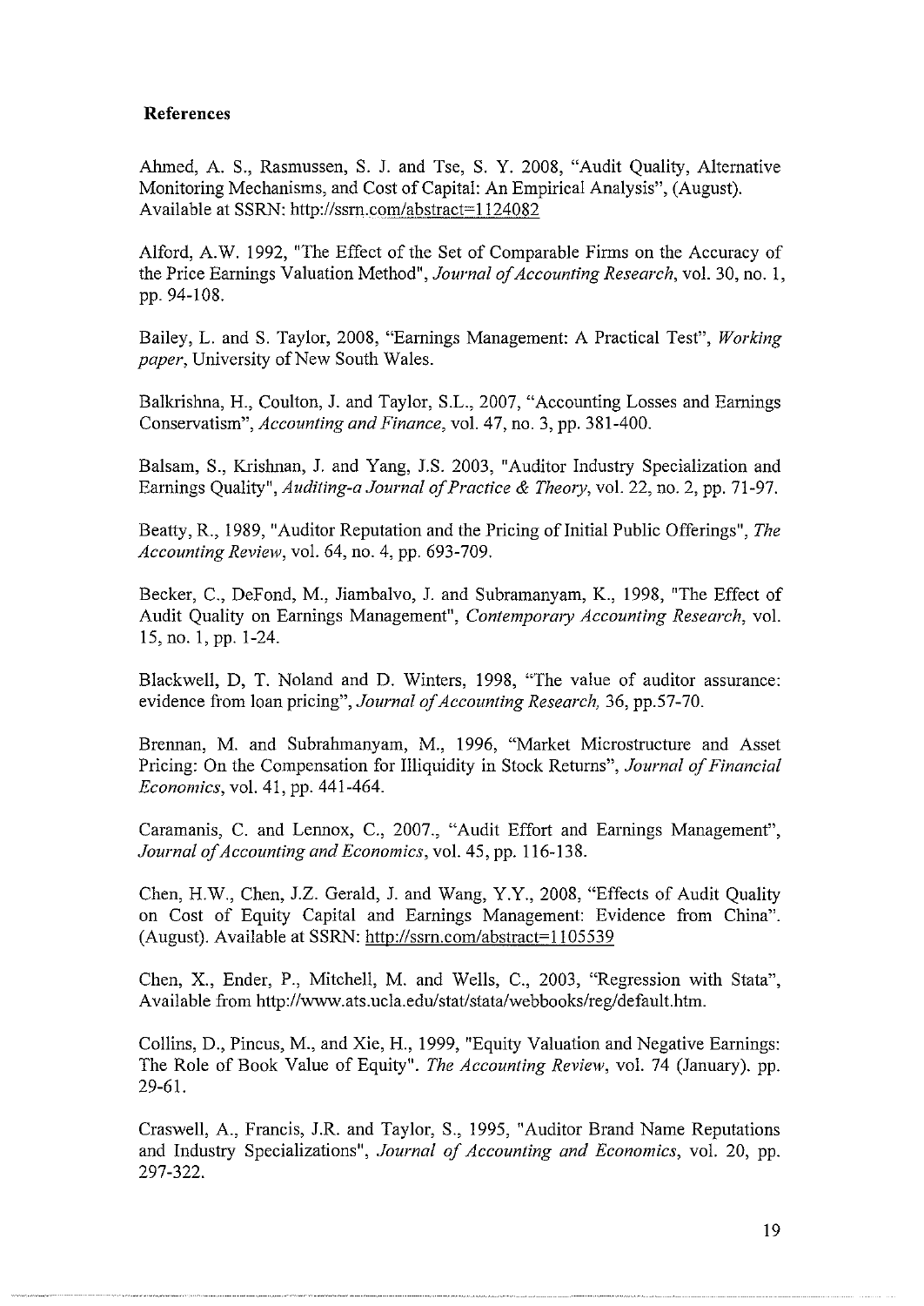**References**

Ahmed, A. S., Rasmussen, S. J. and Tse, S. Y. 2008, "Audit Quality, Alternative Monitoring Mechanisms, and Cost of Capital: An Empirical Analysis", (August). Available at SSRN: http://ssrn.com/abstract=1124082

Alford, A.W. 1992, "The Effect of the Set of Comparable Firms on the Accuracy of the Price Earnings Valuation Method", *Journal of Accounting Research*, vol. 30, no. 1, pp. 94-108.

Bailey, L. and S. Taylor, 2008, "Earnings Management: A Practical Test", *Working paper*, University of New South Wales.

Balkrishna, H., Coulton, J. and Taylor, S.L., 2007, "Accounting Losses and Earnings Conservatism", *Accounting and Finance*, vol. 47, no. 3, pp. 381-400.

Balsam, S., Krishnan, J. and Yang, J.S. 2003, "Auditor Industry Specialization and Earnings Quality", *Auditing-a Journal of Practice & Theory*, vol. 22, no. 2, pp. 71-97.

Beatty, R., 1989, "Auditor Reputation and the Pricing of Initial Public Offerings", *The Accounting Review*, vol. 64, no. 4, pp. 693-709.

Becker, C., DeFond, M., Jiambalvo, J. and Subramanyam, K., 1998, "The Effect of Audit Quality on Earnings Management", *Contemporary Accounting Research*, vol. 15, no. 1, pp. 1-24.

Blackwell, D, T. Noland and D. Winters, 1998, "The value of auditor assurance: evidence from loan pricing", *Journal of Accounting Research*, 36, pp.57-70.

Brennan, M. and Subrahmanyam, M., 1996, "Market Microstructure and Asset Pricing: On the Compensation for Illiquidity in Stock Returns", *Journal of Financial Economics*, vol. 41, pp. 441-464.

Caramanis, C. and Lennox, C., 2007., "Audit Effort and Earnings Management", *Journal of Accounting and Economics*, vol. 45, pp. 116-138.

Chen, H.W., Chen, J.Z. Gerald, J. and Wang, Y.Y., 2008, "Effects of Audit Quality on Cost of Equity Capital and Earnings Management: Evidence from China". (August). Available at SSRN: http://ssrn.com/abstract=1105539

Chen, X., Ender, P., Mitchell, M. and Wells, C., 2003, "Regression with Stata", Available from http://www.ats.ucla.edu/stat/stata/webbooks/reg/default.htm.

Collins, D., Pincus, M., and Xie, H., 1999, "Equity Valuation and Negative Earnings: The Role of Book Value of Equity". *The Accounting Review*, vol. 74 (January). pp. 29-61.

Craswell, A., Francis, J.R. and Taylor, S., 1995, "Auditor Brand Name Reputations and Industry Specializations", *Journal of Accounting and Economics*, vol. 20, pp. 297-322.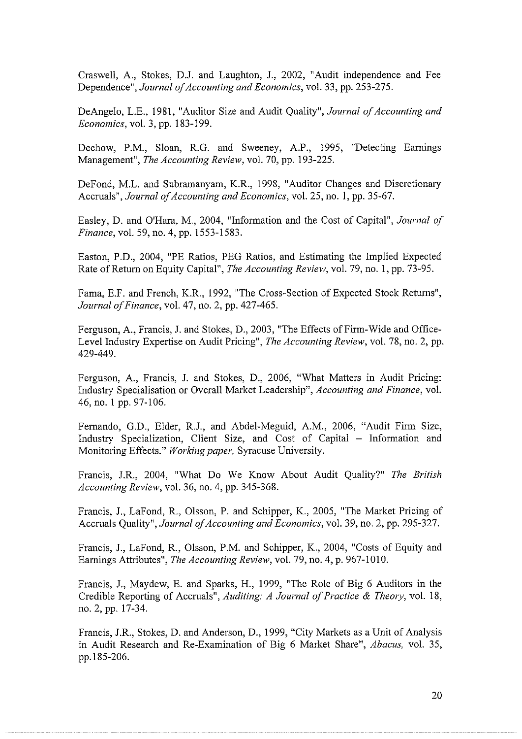Craswell, A., Stokes, D.J. and Laughton, J., 2002, "Audit independence and Fee Dependence", *Journal of Accounting and Economics*, vol. 33, pp. 253-275.

DeAngelo, L.E., 1981, "Auditor Size and Audit Quality", *Journal of Accounting and Economics*, vol. 3, pp. 183-199.

Dechow, P.M., Sloan, R.G. and Sweeney, A.P., 1995, "Detecting Earnings Management", *The Accounting Review*, vol. 70, pp. 193-225.

DeFond, M.L. and Subramanyam, K.R., 1998, "Auditor Changes and Discretionary Accruals", *Journal of Accounting and Economics*, vol. 25, no. 1, pp. 35-67.

Easley, D. and O'Hara, M., 2004, "Information and the Cost of Capital", *Journal of Finance*, vol. 59, no. 4, pp. 1553-1583.

Easton, P.D., 2004, "PE Ratios, PEG Ratios, and Estimating the Implied Expected Rate of Return on Equity Capital", *The Accounting Review*, vol. 79, no. 1, pp. 73-95.

Fama, E.F. and French, K.R., 1992, "The Cross-Section of Expected Stock Returns", *Journal of Finance*, vol. 47, no. 2, pp. 427-465.

Ferguson, A., Francis, J. and Stokes, D., 2003, "The Effects of Firm-Wide and Office-Level Industry Expertise on Audit Pricing", *The Accounting Review*, vol. 78, no. 2, pp. 429-449.

Ferguson, A., Francis, J. and Stokes, D., 2006, "What Matters in Audit Pricing: Industry Specialisation or Overall Market Leadership", *Accounting and Finance*, vol. 46, no. 1 pp. 97-106.

Fernando, G.D., Elder, R.J., and Abdel-Meguid, A.M., 2006, "Audit Firm Size, Industry Specialization, Client Size, and Cost of Capital – Information and Monitoring Effects." *Working paper*, Syracuse University.

Francis, J.R., 2004, "What Do We Know About Audit Quality?" *The British Accounting Review*, vol. 36, no. 4, pp. 345-368.

Francis, J., LaFond, R., Olsson, P. and Schipper, K., 2005, "The Market Pricing of Accruals Quality", *Journal of Accounting and Economics*, vol. 39, no. 2, pp. 295-327.

Francis, J., LaFond, R., Olsson, P.M. and Schipper, K., 2004, "Costs of Equity and Earnings Attributes", *The Accounting Review*, vol. 79, no. 4, p. 967-1010.

Francis, J., Maydew, E. and Sparks, H., 1999, "The Role of Big 6 Auditors in the Credible Reporting of Accruals", *Auditing: A Journal of Practice & Theory*, vol. 18, no. 2, pp. 17-34.

Francis, J.R., Stokes, D. and Anderson, D., 1999, "City Markets as a Unit of Analysis in Audit Research and Re-Examination of Big 6 Market Share", *Abacus*, vol. 35, pp.185-206.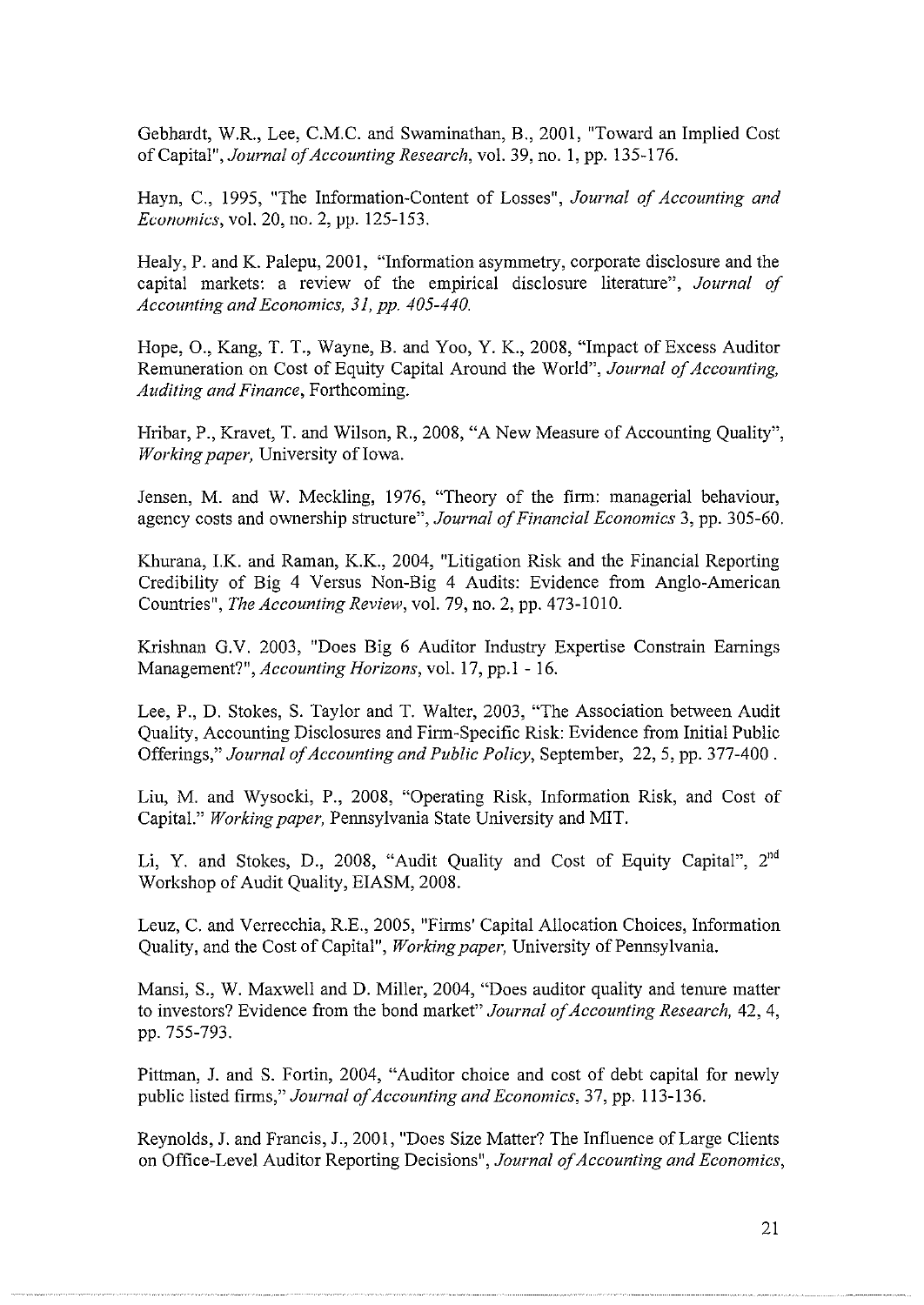Gebhardt, W.R., Lee, C.M.C. and Swaminathan, B., 2001, "Toward an Implied Cost of Capital", *Journal of Accounting Research*, vol. 39, no. 1, pp. 135-176.

Hayn, C., 1995, "The Information-Content of Losses", *Journal of Accounting and Economics*, vol. 20, no. 2, pp. 125-153.

Healy, P. and K. Palepu, 2001, "Information asymmetry, corporate disclosure and the capital markets: a review of the empirical disclosure literature", *Journal of Accounting and Economics, 31, pp. 405-440.*

Hope, O., Kang, T. T., Wayne, B. and Yoo, Y. K., 2008, "Impact of Excess Auditor Remuneration on Cost of Equity Capital Around the World", *Journal of Accounting, Auditing and Finance*, Forthcoming.

Hribar, P., Kravet, T. and Wilson, R., 2008, "A New Measure of Accounting Quality", *Working paper,* University of Iowa.

Jensen, M. and W. Meckling, 1976, "Theory of the firm: managerial behaviour, agency costs and ownership structure", *Journal of Financial Economics* 3, pp. 305-60.

Khurana, I.K. and Raman, K.K., 2004, "Litigation Risk and the Financial Reporting Credibility of Big 4 Versus Non-Big 4 Audits: Evidence from Anglo-American Countries", *The Accounting Review*, vol. 79, no. 2, pp. 473-1010.

Krishnan G.V. 2003, "Does Big 6 Auditor Industry Expertise Constrain Earnings Management?", *Accounting Horizons*, vol. 17, pp.1 - 16.

Lee, P., D. Stokes, S. Taylor and T. Walter, 2003, "The Association between Audit Quality, Accounting Disclosures and Firm-Specific Risk: Evidence from Initial Public Offerings," *Journal of Accounting and Public Policy*, September, 22, 5, pp. 377-400 .

Liu, M. and Wysocki, P., 2008, "Operating Risk, Information Risk, and Cost of Capital." *Working paper,* Pennsylvania State University and MIT.

Li, Y. and Stokes, D., 2008, "Audit Quality and Cost of Equity Capital", 2nd Workshop of Audit Quality, EIASM, 2008.

Leuz, C. and Verrecchia, R.E., 2005, "Firms' Capital Allocation Choices, Information Quality, and the Cost of Capital", *Working paper,* University of Pennsylvania.

Mansi, S., W. Maxwell and D. Miller, 2004, "Does auditor quality and tenure matter to investors? Evidence from the bond market" *Journal of Accounting Research,* 42, 4, pp. 755-793.

Pittman, J. and S. Fortin, 2004, "Auditor choice and cost of debt capital for newly public listed firms," *Journal of Accounting and Economics*, 37, pp. 113-136.

Reynolds, J. and Francis, J., 2001, "Does Size Matter? The Influence of Large Clients on Office-Level Auditor Reporting Decisions", *Journal of Accounting and Economics*,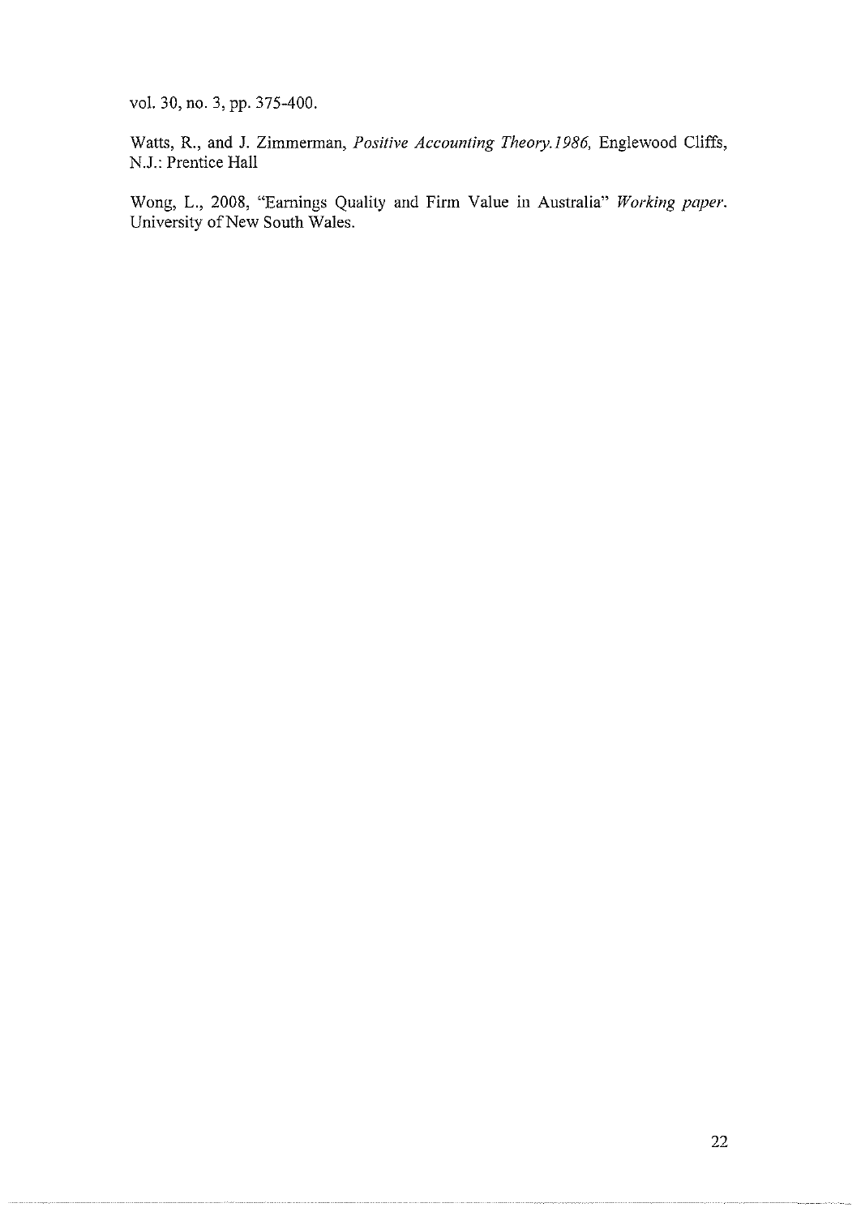vol. 30, no. 3, pp. 375-400.

Watts, R., and J. Zimmerman, *Positive Accounting Theory.1986,* Englewood Cliffs, N.J.: Prentice Hall

Wong, L., 2008, "Earnings Quality and Firm Value in Australia" *Working paper*. University of New South Wales.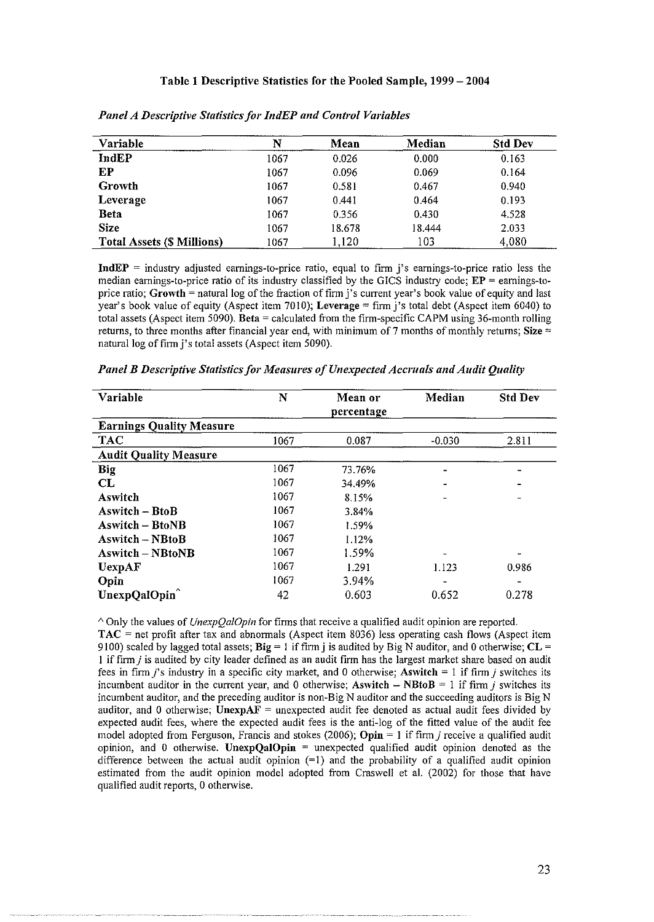### Table 1 Descriptive Statistics for the Pooled Sample, 1999 – 2004

*Panel A Descriptive Statistics for IndEP and Control Variables*

| Variable | N | Mean | Median | Std Dev |
|---|---|---|---|---|
| **IndEP** | 1067 | 0.026 | 0.000 | 0.163 |
| **EP** | 1067 | 0.096 | 0.069 | 0.164 |
| **Growth** | 1067 | 0.581 | 0.467 | 0.940 |
| **Leverage** | 1067 | 0.441 | 0.464 | 0.193 |
| **Beta** | 1067 | 0.356 | 0.430 | 4.528 |
| **Size** | 1067 | 18.678 | 18.444 | 2.033 |
| **Total Assets ($ Millions)** | 1067 | 1,120 | 103 | 4,080 |

**IndEP** = industry adjusted earnings-to-price ratio, equal to firm j's earnings-to-price ratio less the median earnings-to-price ratio of its industry classified by the GICS industry code; **EP** = earnings-to-price ratio; **Growth** = natural log of the fraction of firm j's current year's book value of equity and last year's book value of equity (Aspect item 7010); **Leverage** = firm j's total debt (Aspect item 6040) to total assets (Aspect item 5090). **Beta** = calculated from the firm-specific CAPM using 36-month rolling returns, to three months after financial year end, with minimum of 7 months of monthly returns; **Size** = natural log of firm j's total assets (Aspect item 5090).

*Panel B Descriptive Statistics for Measures of Unexpected Accruals and Audit Quality*

| Variable | N | Mean or percentage | Median | Std Dev |
|---|---|---|---|---|
| **Earnings Quality Measure** | | | | |
| **TAC** | 1067 | 0.087 | -0.030 | 2.811 |
| **Audit Quality Measure** | | | | |
| **Big** | 1067 | 73.76% | - | - |
| **CL** | 1067 | 34.49% | - | - |
| **Aswitch** | 1067 | 8.15% | - | - |
| **Aswitch – BtoB** | 1067 | 3.84% | | |
| **Aswitch – BtoNB** | 1067 | 1.59% | | |
| **Aswitch – NBtoB** | 1067 | 1.12% | | |
| **Aswitch – NBtoNB** | 1067 | 1.59% | - | - |
| **UexpAF** | 1067 | 1.291 | 1.123 | 0.986 |
| **Opin** | 1067 | 3.94% | - | - |
| **UnexpQalOpin^** | 42 | 0.603 | 0.652 | 0.278 |

^ Only the values of *UnexpQalOpin* for firms that receive a qualified audit opinion are reported.
**TAC** = net profit after tax and abnormals (Aspect item 8036) less operating cash flows (Aspect item 9100) scaled by lagged total assets; **Big** = 1 if firm j is audited by Big N auditor, and 0 otherwise; **CL** = 1 if firm *j* is audited by city leader defined as an audit firm has the largest market share based on audit fees in firm *j*'s industry in a specific city market, and 0 otherwise; **Aswitch** = 1 if firm *j* switches its incumbent auditor in the current year, and 0 otherwise; **Aswitch – NBtoB** = 1 if firm *j* switches its incumbent auditor, and the preceding auditor is non-Big N auditor and the succeeding auditors is Big N auditor, and 0 otherwise; **UnexpAF** = unexpected audit fees denoted as actual audit fees divided by expected audit fees, where the expected audit fees is the anti-log of the fitted value of the audit fee model adopted from Ferguson, Francis and stokes (2006); **Opin** = 1 if firm *j* receive a qualified audit opinion, and 0 otherwise. **UnexpQalOpin** = unexpected qualified audit opinion denoted as the difference between the actual audit opinion (=1) and the probability of a qualified audit opinion estimated from the audit opinion model adopted from Craswell et al. (2002) for those that have qualified audit reports, 0 otherwise.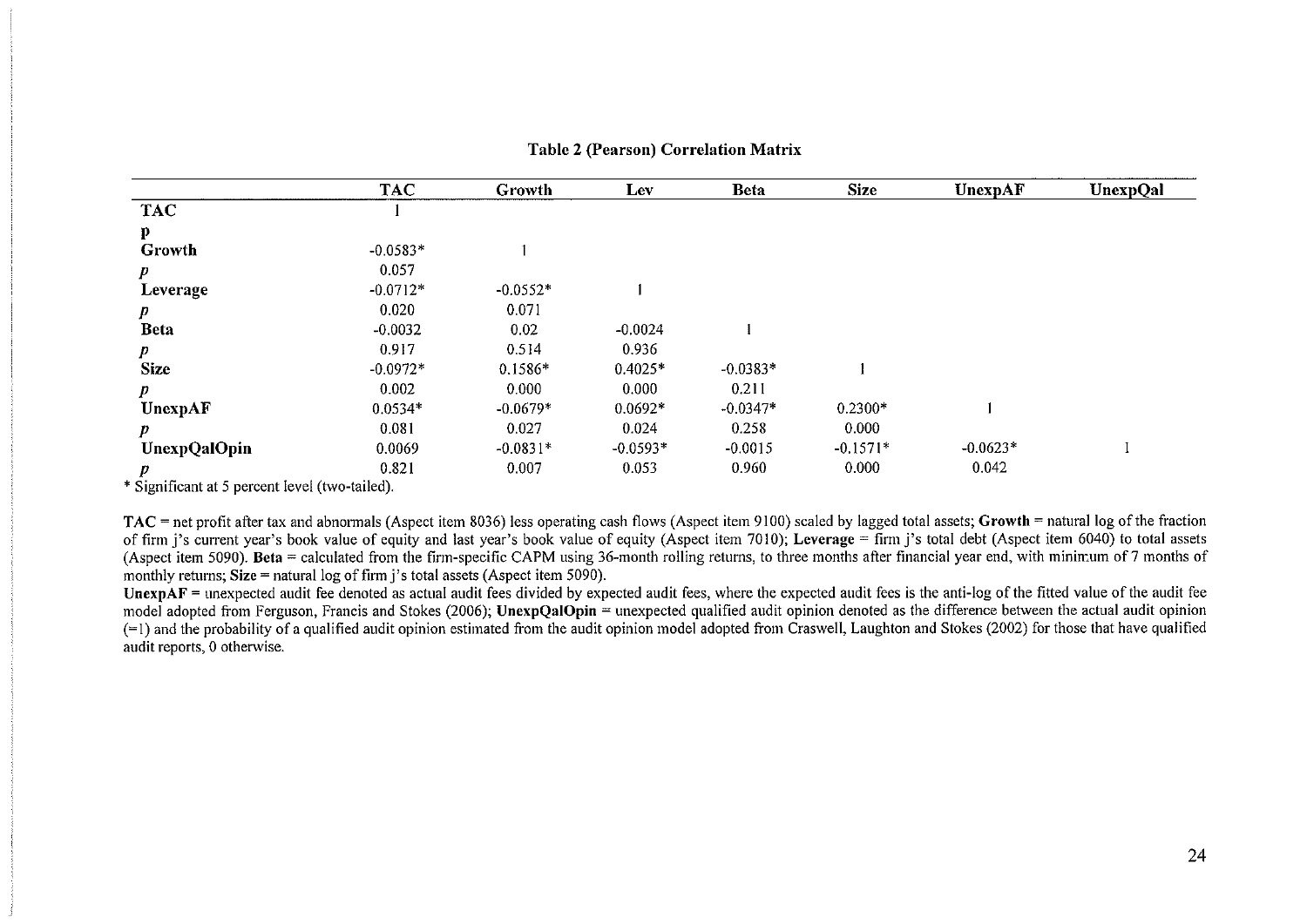**Table 2 (Pearson) Correlation Matrix**

| | TAC | Growth | Lev | Beta | Size | UnexpAF | UnexpQal |
|---|---|---|---|---|---|---|---|
| **TAC** | 1 | | | | | | |
| **p** | | | | | | | |
| **Growth** | -0.0583* | 1 | | | | | |
| *p* | 0.057 | | | | | | |
| **Leverage** | -0.0712* | -0.0552* | 1 | | | | |
| *p* | 0.020 | 0.071 | | | | | |
| **Beta** | -0.0032 | 0.02 | -0.0024 | 1 | | | |
| *p* | 0.917 | 0.514 | 0.936 | | | | |
| **Size** | -0.0972* | 0.1586* | 0.4025* | -0.0383* | 1 | | |
| *p* | 0.002 | 0.000 | 0.000 | 0.211 | | | |
| **UnexpAF** | 0.0534* | -0.0679* | 0.0692* | -0.0347* | 0.2300* | 1 | |
| *p* | 0.081 | 0.027 | 0.024 | 0.258 | 0.000 | | |
| **UnexpQalOpin** | 0.0069 | -0.0831* | -0.0593* | -0.0015 | -0.1571* | -0.0623* | 1 |
| *p* | 0.821 | 0.007 | 0.053 | 0.960 | 0.000 | 0.042 | |

\* Significant at 5 percent level (two-tailed).

**TAC** = net profit after tax and abnormals (Aspect item 8036) less operating cash flows (Aspect item 9100) scaled by lagged total assets; **Growth** = natural log of the fraction of firm j's current year's book value of equity and last year's book value of equity (Aspect item 7010); **Leverage** = firm j's total debt (Aspect item 6040) to total assets (Aspect item 5090). **Beta** = calculated from the firm-specific CAPM using 36-month rolling returns, to three months after financial year end, with minimum of 7 months of monthly returns; **Size** = natural log of firm j's total assets (Aspect item 5090).

**UnexpAF** = unexpected audit fee denoted as actual audit fees divided by expected audit fees, where the expected audit fees is the anti-log of the fitted value of the audit fee model adopted from Ferguson, Francis and Stokes (2006); **UnexpQalOpin** = unexpected qualified audit opinion denoted as the difference between the actual audit opinion (=1) and the probability of a qualified audit opinion estimated from the audit opinion model adopted from Craswell, Laughton and Stokes (2002) for those that have qualified audit reports, 0 otherwise.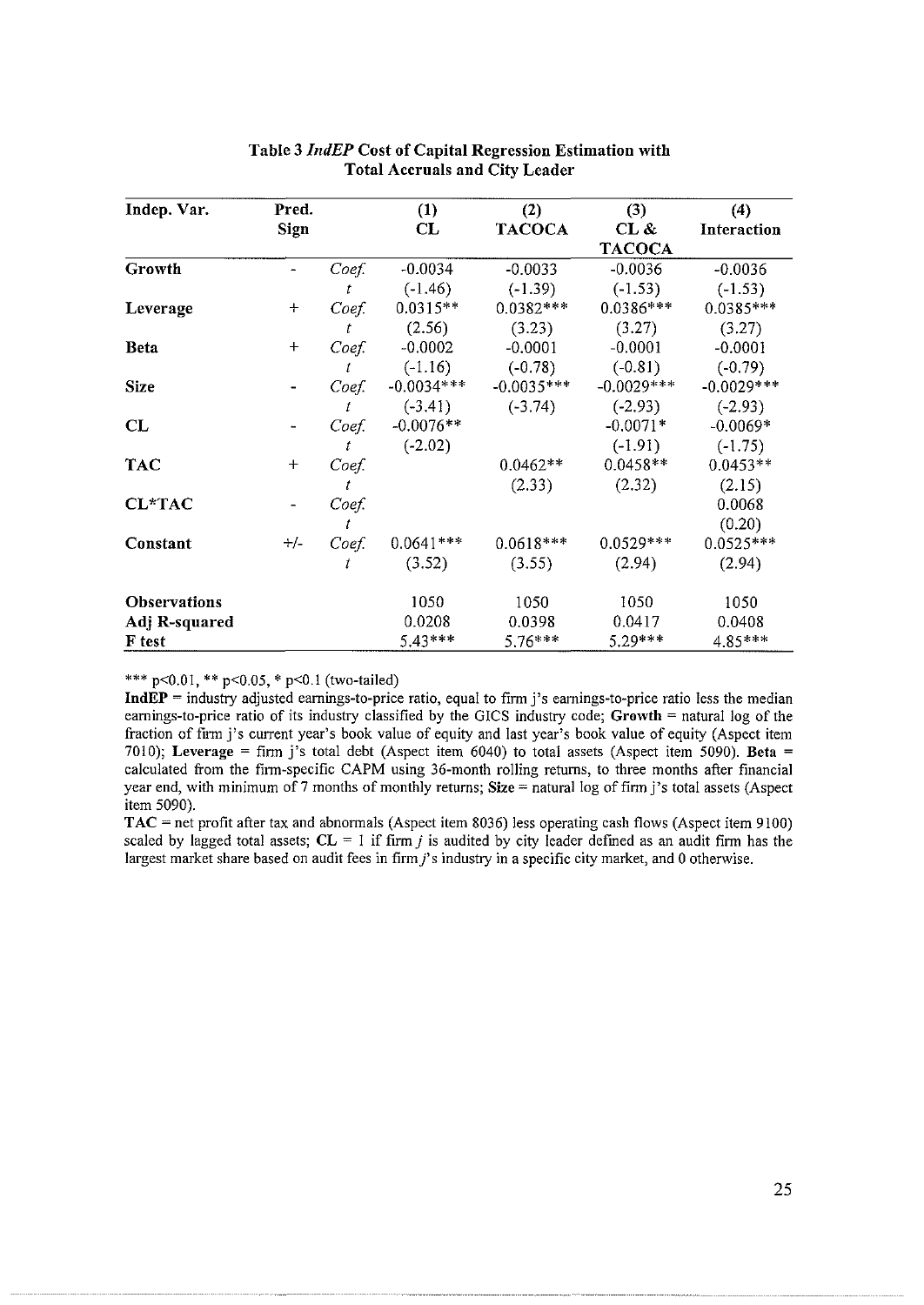**Table 3 *IndEP* Cost of Capital Regression Estimation with Total Accruals and City Leader**

| Indep. Var. | Pred. Sign | | (1) CL | (2) TACOCA | (3) CL & TACOCA | (4) Interaction |
|---|---|---|---|---|---|---|
| **Growth** | - | *Coef.* | -0.0034 | -0.0033 | -0.0036 | -0.0036 |
| | | *t* | (-1.46) | (-1.39) | (-1.53) | (-1.53) |
| **Leverage** | + | *Coef.* | 0.0315** | 0.0382*** | 0.0386*** | 0.0385*** |
| | | *t* | (2.56) | (3.23) | (3.27) | (3.27) |
| **Beta** | + | *Coef.* | -0.0002 | -0.0001 | -0.0001 | -0.0001 |
| | | *t* | (-1.16) | (-0.78) | (-0.81) | (-0.79) |
| **Size** | - | *Coef.* | -0.0034*** | -0.0035*** | -0.0029*** | -0.0029*** |
| | | *t* | (-3.41) | (-3.74) | (-2.93) | (-2.93) |
| **CL** | - | *Coef.* | -0.0076** | | -0.0071* | -0.0069* |
| | | *t* | (-2.02) | | (-1.91) | (-1.75) |
| **TAC** | + | *Coef.* | | 0.0462** | 0.0458** | 0.0453** |
| | | *t* | | (2.33) | (2.32) | (2.15) |
| **CL*TAC** | - | *Coef.* | | | | 0.0068 |
| | | *t* | | | | (0.20) |
| **Constant** | +/- | *Coef.* | 0.0641*** | 0.0618*** | 0.0529*** | 0.0525*** |
| | | *t* | (3.52) | (3.55) | (2.94) | (2.94) |
| **Observations** | | | 1050 | 1050 | 1050 | 1050 |
| **Adj R-squared** | | | 0.0208 | 0.0398 | 0.0417 | 0.0408 |
| **F test** | | | 5.43*** | 5.76*** | 5.29*** | 4.85*** |

*** $p<0.01$, ** $p<0.05$, * $p<0.1$ (two-tailed)

**IndEP** = industry adjusted earnings-to-price ratio, equal to firm j's earnings-to-price ratio less the median earnings-to-price ratio of its industry classified by the GICS industry code; **Growth** = natural log of the fraction of firm j's current year's book value of equity and last year's book value of equity (Aspect item 7010); **Leverage** = firm j's total debt (Aspect item 6040) to total assets (Aspect item 5090). **Beta** = calculated from the firm-specific CAPM using 36-month rolling returns, to three months after financial year end, with minimum of 7 months of monthly returns; **Size** = natural log of firm j's total assets (Aspect item 5090).

**TAC** = net profit after tax and abnormals (Aspect item 8036) less operating cash flows (Aspect item 9100) scaled by lagged total assets; **CL** = 1 if firm *j* is audited by city leader defined as an audit firm has the largest market share based on audit fees in firm *j*'s industry in a specific city market, and 0 otherwise.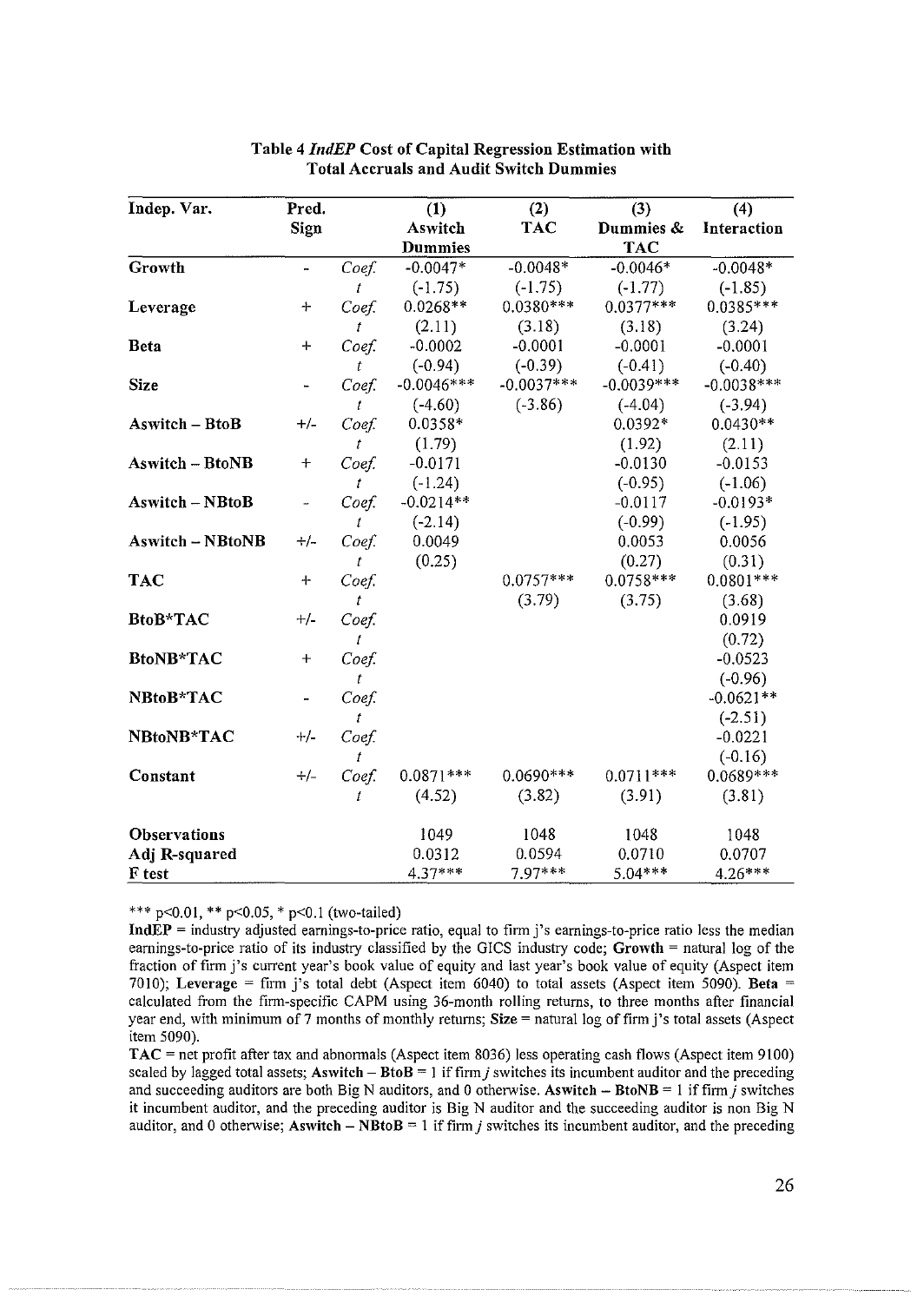**Table 4 *IndEP* Cost of Capital Regression Estimation with Total Accruals and Audit Switch Dummies**

| Indep. Var. | Pred. Sign | | (1) Aswitch Dummies | (2) TAC | (3) Dummies & TAC | (4) Interaction |
|---|---|---|---|---|---|---|
| **Growth** | - | *Coef.* | -0.0047* | -0.0048* | -0.0046* | -0.0048* |
| | | *t* | (-1.75) | (-1.75) | (-1.77) | (-1.85) |
| **Leverage** | + | *Coef.* | 0.0268** | 0.0380*** | 0.0377*** | 0.0385*** |
| | | *t* | (2.11) | (3.18) | (3.18) | (3.24) |
| **Beta** | + | *Coef.* | -0.0002 | -0.0001 | -0.0001 | -0.0001 |
| | | *t* | (-0.94) | (-0.39) | (-0.41) | (-0.40) |
| **Size** | - | *Coef.* | -0.0046*** | -0.0037*** | -0.0039*** | -0.0038*** |
| | | *t* | (-4.60) | (-3.86) | (-4.04) | (-3.94) |
| **Aswitch – BtoB** | +/- | *Coef.* | 0.0358* | | 0.0392* | 0.0430** |
| | | *t* | (1.79) | | (1.92) | (2.11) |
| **Aswitch – BtoNB** | + | *Coef.* | -0.0171 | | -0.0130 | -0.0153 |
| | | *t* | (-1.24) | | (-0.95) | (-1.06) |
| **Aswitch – NBtoB** | - | *Coef.* | -0.0214** | | -0.0117 | -0.0193* |
| | | *t* | (-2.14) | | (-0.99) | (-1.95) |
| **Aswitch – NBtoNB** | +/- | *Coef.* | 0.0049 | | 0.0053 | 0.0056 |
| | | *t* | (0.25) | | (0.27) | (0.31) |
| **TAC** | + | *Coef.* | | 0.0757*** | 0.0758*** | 0.0801*** |
| | | *t* | | (3.79) | (3.75) | (3.68) |
| **BtoB*TAC** | +/- | *Coef.* | | | | 0.0919 |
| | | *t* | | | | (0.72) |
| **BtoNB*TAC** | + | *Coef.* | | | | -0.0523 |
| | | *t* | | | | (-0.96) |
| **NBtoB*TAC** | - | *Coef.* | | | | -0.0621** |
| | | *t* | | | | (-2.51) |
| **NBtoNB*TAC** | +/- | *Coef.* | | | | -0.0221 |
| | | *t* | | | | (-0.16) |
| **Constant** | +/- | *Coef.* | 0.0871*** | 0.0690*** | 0.0711*** | 0.0689*** |
| | | *t* | (4.52) | (3.82) | (3.91) | (3.81) |
| **Observations** | | | 1049 | 1048 | 1048 | 1048 |
| **Adj R-squared** | | | 0.0312 | 0.0594 | 0.0710 | 0.0707 |
| **F test** | | | 4.37*** | 7.97*** | 5.04*** | 4.26*** |

*** p<0.01, ** p<0.05, * p<0.1 (two-tailed)

**IndEP** = industry adjusted earnings-to-price ratio, equal to firm j's earnings-to-price ratio less the median earnings-to-price ratio of its industry classified by the GICS industry code; **Growth** = natural log of the fraction of firm j's current year's book value of equity and last year's book value of equity (Aspect item 7010); **Leverage** = firm j's total debt (Aspect item 6040) to total assets (Aspect item 5090). **Beta** = calculated from the firm-specific CAPM using 36-month rolling returns, to three months after financial year end, with minimum of 7 months of monthly returns; **Size** = natural log of firm j's total assets (Aspect item 5090).

**TAC** = net profit after tax and abnormals (Aspect item 8036) less operating cash flows (Aspect item 9100) scaled by lagged total assets; **Aswitch – BtoB** = 1 if firm *j* switches its incumbent auditor and the preceding and succeeding auditors are both Big N auditors, and 0 otherwise. **Aswitch – BtoNB** = 1 if firm *j* switches it incumbent auditor, and the preceding auditor is Big N auditor and the succeeding auditor is non Big N auditor, and 0 otherwise; **Aswitch – NBtoB** = 1 if firm *j* switches its incumbent auditor, and the preceding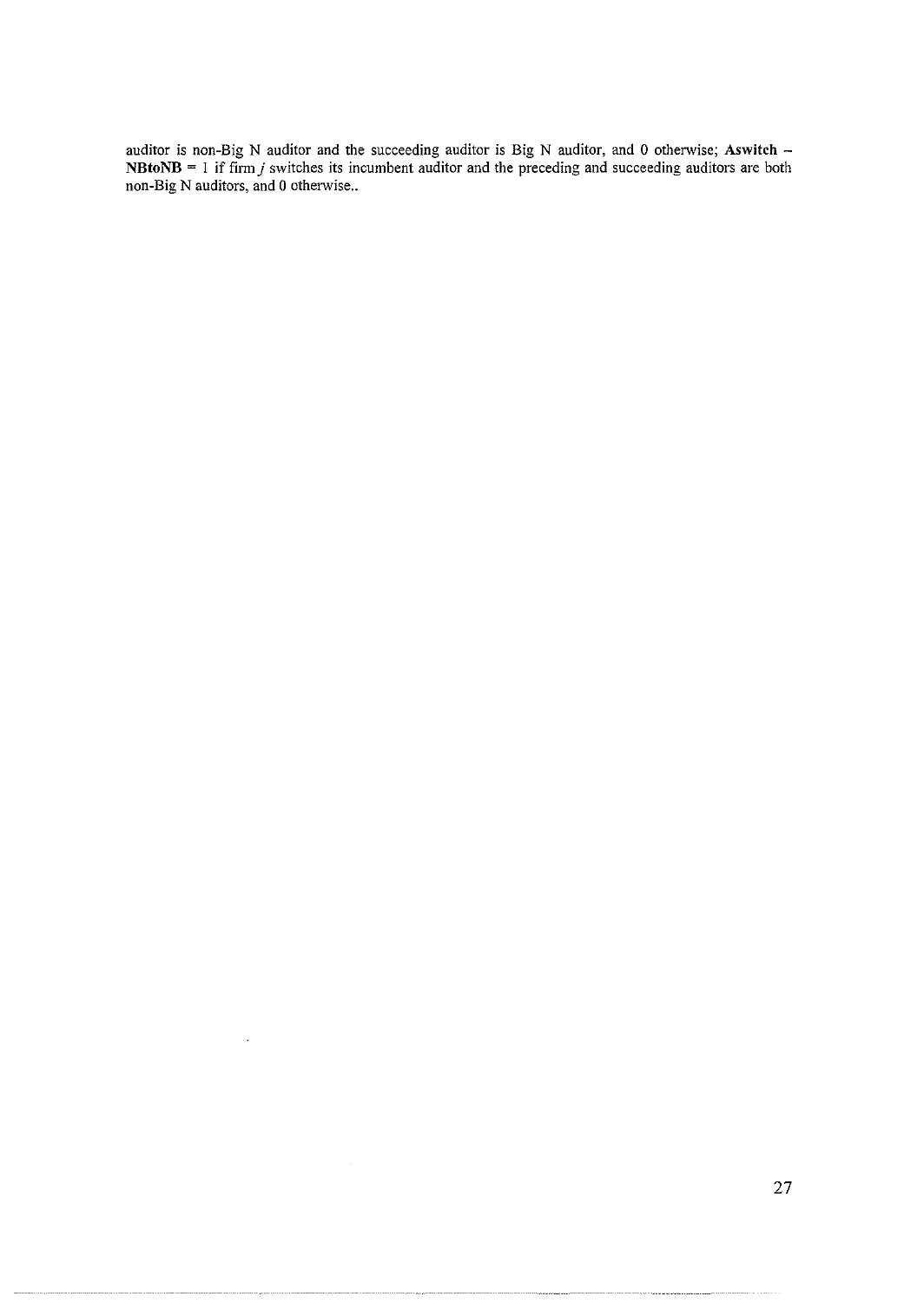auditor is non-Big N auditor and the succeeding auditor is Big N auditor, and 0 otherwise; **Aswitch – NBtoNB** = 1 if firm *j* switches its incumbent auditor and the preceding and succeeding auditors are both non-Big N auditors, and 0 otherwise..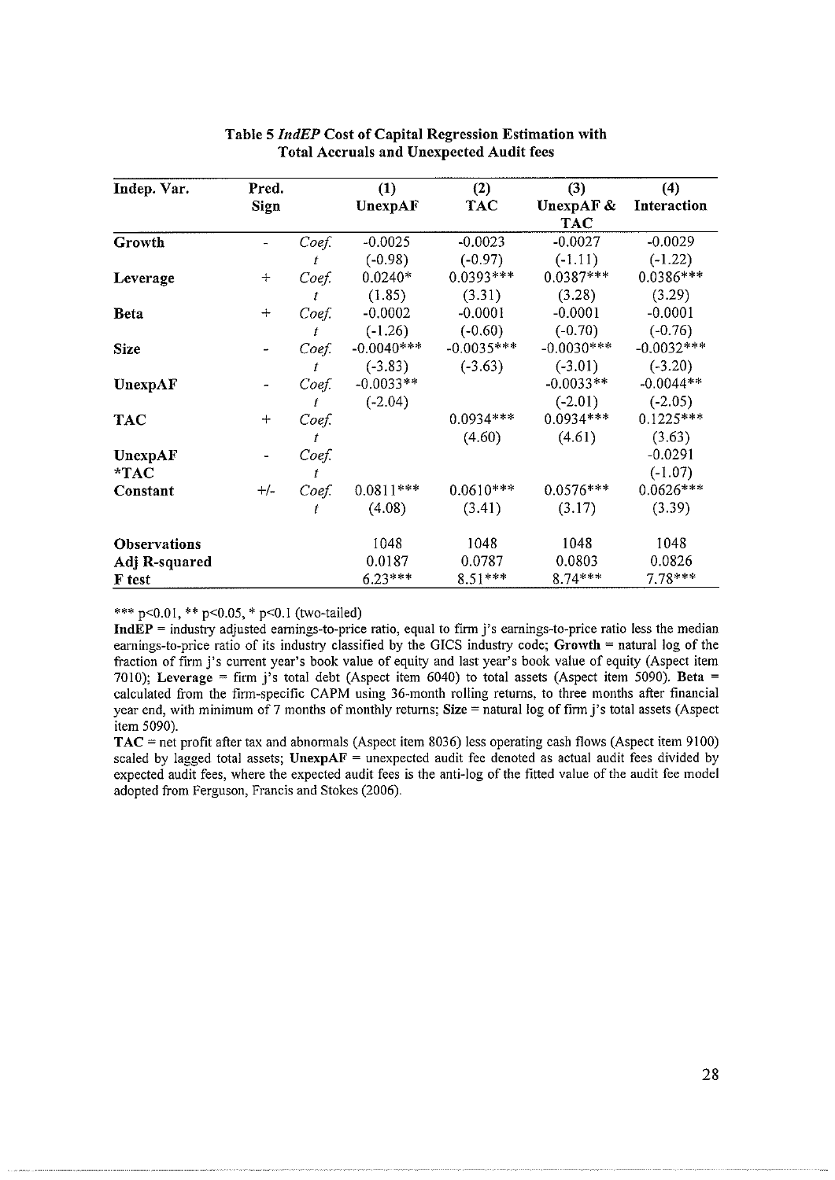**Table 5 *IndEP* Cost of Capital Regression Estimation with Total Accruals and Unexpected Audit fees**

| Indep. Var. | Pred. Sign | | (1) UnexpAF | (2) TAC | (3) UnexpAF & TAC | (4) Interaction |
|---|---|---|---|---|---|---|
| **Growth** | - | *Coef.* | -0.0025 | -0.0023 | -0.0027 | -0.0029 |
| | | *t* | (-0.98) | (-0.97) | (-1.11) | (-1.22) |
| **Leverage** | + | *Coef.* | 0.0240* | 0.0393*** | 0.0387*** | 0.0386*** |
| | | *t* | (1.85) | (3.31) | (3.28) | (3.29) |
| **Beta** | + | *Coef.* | -0.0002 | -0.0001 | -0.0001 | -0.0001 |
| | | *t* | (-1.26) | (-0.60) | (-0.70) | (-0.76) |
| **Size** | - | *Coef.* | -0.0040*** | -0.0035*** | -0.0030*** | -0.0032*** |
| | | *t* | (-3.83) | (-3.63) | (-3.01) | (-3.20) |
| **UnexpAF** | - | *Coef.* | -0.0033** | | -0.0033** | -0.0044** |
| | | *t* | (-2.04) | | (-2.01) | (-2.05) |
| **TAC** | + | *Coef.* | | 0.0934*** | 0.0934*** | 0.1225*** |
| | | *t* | | (4.60) | (4.61) | (3.63) |
| **UnexpAF *TAC** | - | *Coef.* | | | | -0.0291 |
| | | *t* | | | | (-1.07) |
| **Constant** | +/- | *Coef.* | 0.0811*** | 0.0610*** | 0.0576*** | 0.0626*** |
| | | *t* | (4.08) | (3.41) | (3.17) | (3.39) |
| **Observations** | | | 1048 | 1048 | 1048 | 1048 |
| **Adj R-squared** | | | 0.0187 | 0.0787 | 0.0803 | 0.0826 |
| **F test** | | | 6.23*** | 8.51*** | 8.74*** | 7.78*** |

*** p<0.01, ** p<0.05, * p<0.1 (two-tailed)

**IndEP** = industry adjusted earnings-to-price ratio, equal to firm j's earnings-to-price ratio less the median earnings-to-price ratio of its industry classified by the GICS industry code; **Growth** = natural log of the fraction of firm j's current year's book value of equity and last year's book value of equity (Aspect item 7010); **Leverage** = firm j's total debt (Aspect item 6040) to total assets (Aspect item 5090). **Beta** = calculated from the firm-specific CAPM using 36-month rolling returns, to three months after financial year end, with minimum of 7 months of monthly returns; **Size** = natural log of firm j's total assets (Aspect item 5090).

**TAC** = net profit after tax and abnormals (Aspect item 8036) less operating cash flows (Aspect item 9100) scaled by lagged total assets; **UnexpAF** = unexpected audit fee denoted as actual audit fees divided by expected audit fees, where the expected audit fees is the anti-log of the fitted value of the audit fee model adopted from Ferguson, Francis and Stokes (2006).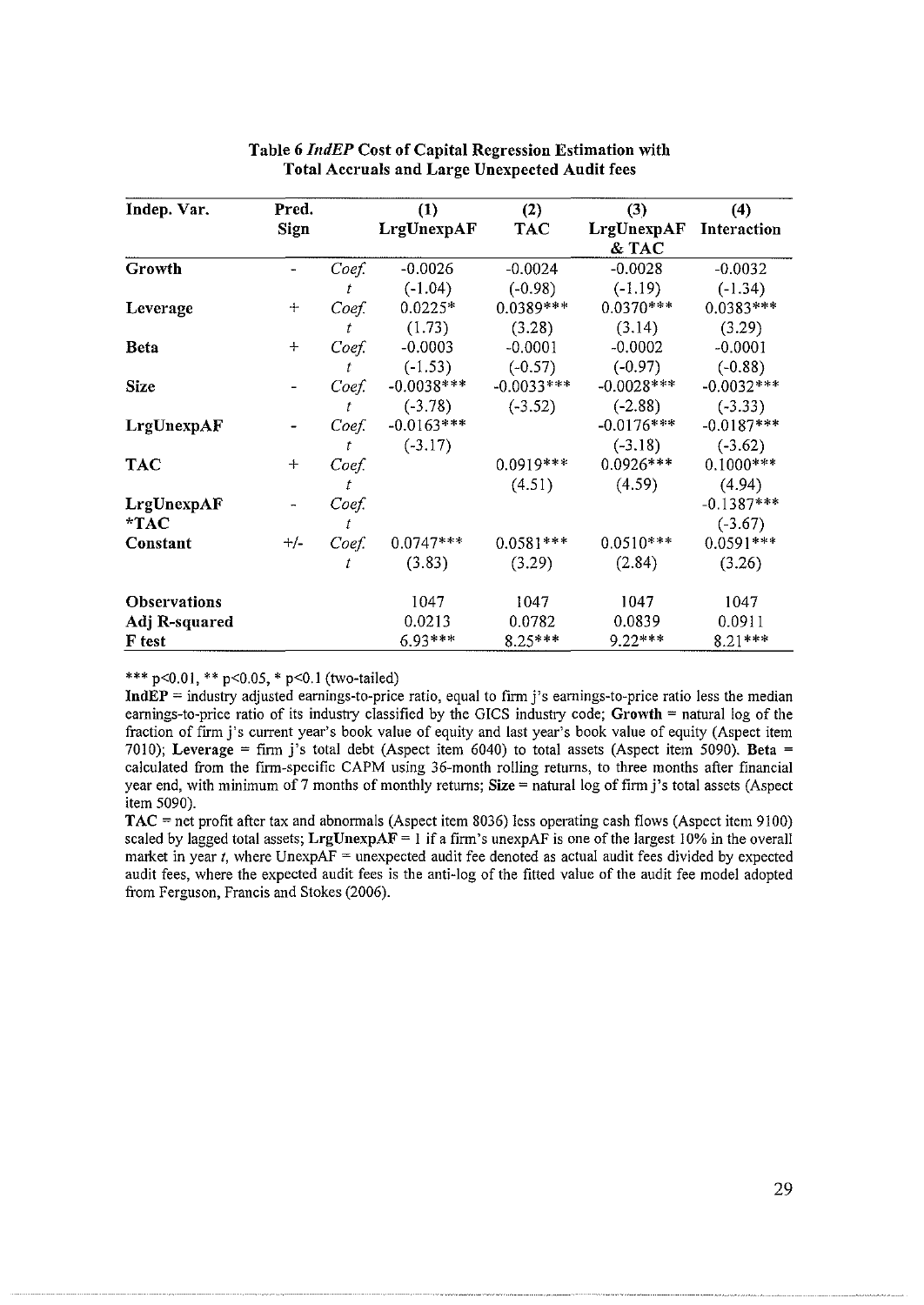**Table 6 *IndEP* Cost of Capital Regression Estimation with Total Accruals and Large Unexpected Audit fees**

| Indep. Var. | Pred. Sign | | (1) LrgUnexpAF | (2) TAC | (3) LrgUnexpAF & TAC | (4) Interaction |
|---|---|---|---|---|---|---|
| **Growth** | - | *Coef.* | -0.0026 | -0.0024 | -0.0028 | -0.0032 |
| | | *t* | (-1.04) | (-0.98) | (-1.19) | (-1.34) |
| **Leverage** | + | *Coef.* | 0.0225* | 0.0389*** | 0.0370*** | 0.0383*** |
| | | *t* | (1.73) | (3.28) | (3.14) | (3.29) |
| **Beta** | + | *Coef.* | -0.0003 | -0.0001 | -0.0002 | -0.0001 |
| | | *t* | (-1.53) | (-0.57) | (-0.97) | (-0.88) |
| **Size** | - | *Coef.* | -0.0038*** | -0.0033*** | -0.0028*** | -0.0032*** |
| | | *t* | (-3.78) | (-3.52) | (-2.88) | (-3.33) |
| **LrgUnexpAF** | - | *Coef.* | -0.0163*** | | -0.0176*** | -0.0187*** |
| | | *t* | (-3.17) | | (-3.18) | (-3.62) |
| **TAC** | + | *Coef.* | | 0.0919*** | 0.0926*** | 0.1000*** |
| | | *t* | | (4.51) | (4.59) | (4.94) |
| **LrgUnexpAF *TAC** | - | *Coef.* | | | | -0.1387*** |
| | | *t* | | | | (-3.67) |
| **Constant** | +/- | *Coef.* | 0.0747*** | 0.0581*** | 0.0510*** | 0.0591*** |
| | | *t* | (3.83) | (3.29) | (2.84) | (3.26) |
| **Observations** | | | 1047 | 1047 | 1047 | 1047 |
| **Adj R-squared** | | | 0.0213 | 0.0782 | 0.0839 | 0.0911 |
| **F test** | | | 6.93*** | 8.25*** | 9.22*** | 8.21*** |

*** $p<0.01$, ** $p<0.05$, * $p<0.1$ (two-tailed)

**IndEP** = industry adjusted earnings-to-price ratio, equal to firm j's earnings-to-price ratio less the median earnings-to-price ratio of its industry classified by the GICS industry code; **Growth** = natural log of the fraction of firm j's current year's book value of equity and last year's book value of equity (Aspect item 7010); **Leverage** = firm j's total debt (Aspect item 6040) to total assets (Aspect item 5090). **Beta** = calculated from the firm-specific CAPM using 36-month rolling returns, to three months after financial year end, with minimum of 7 months of monthly returns; **Size** = natural log of firm j's total assets (Aspect item 5090).

**TAC** = net profit after tax and abnormals (Aspect item 8036) less operating cash flows (Aspect item 9100) scaled by lagged total assets; **LrgUnexpAF** = 1 if a firm's unexpAF is one of the largest 10% in the overall market in year *t*, where UnexpAF = unexpected audit fee denoted as actual audit fees divided by expected audit fees, where the expected audit fees is the anti-log of the fitted value of the audit fee model adopted from Ferguson, Francis and Stokes (2006).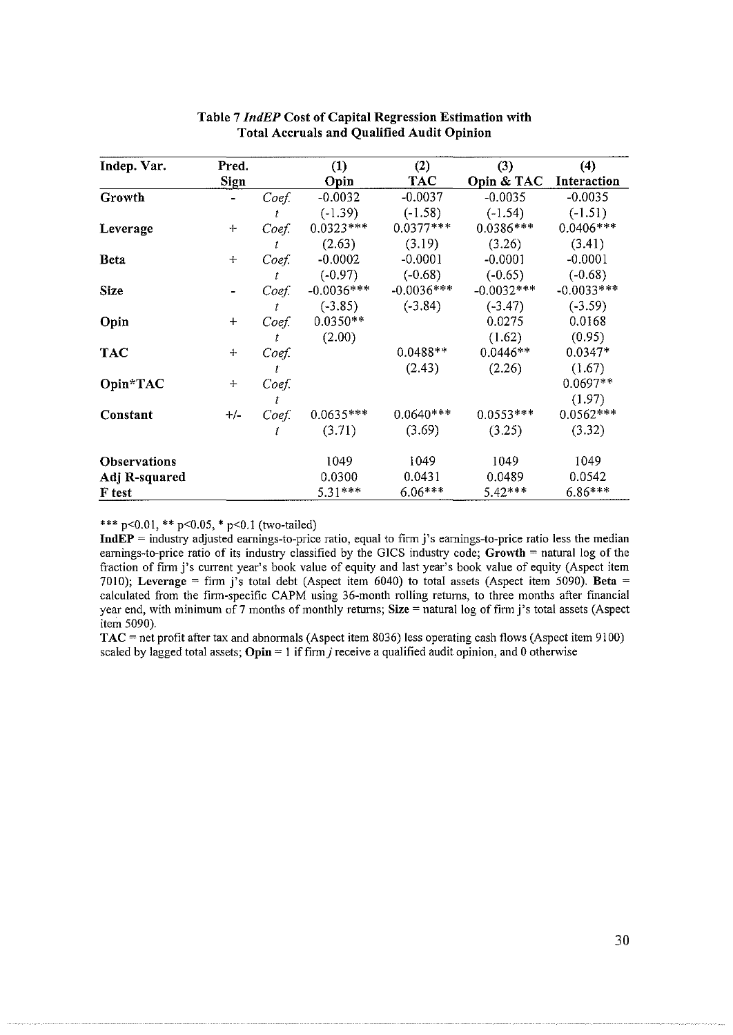**Table 7 *IndEP* Cost of Capital Regression Estimation with Total Accruals and Qualified Audit Opinion**

| Indep. Var. | Pred. Sign | | (1) Opin | (2) TAC | (3) Opin & TAC | (4) Interaction |
|---|---|---|---|---|---|---|
| **Growth** | - | *Coef.* | -0.0032 | -0.0037 | -0.0035 | -0.0035 |
| | | *t* | (-1.39) | (-1.58) | (-1.54) | (-1.51) |
| **Leverage** | + | *Coef.* | 0.0323*** | 0.0377*** | 0.0386*** | 0.0406*** |
| | | *t* | (2.63) | (3.19) | (3.26) | (3.41) |
| **Beta** | + | *Coef.* | -0.0002 | -0.0001 | -0.0001 | -0.0001 |
| | | *t* | (-0.97) | (-0.68) | (-0.65) | (-0.68) |
| **Size** | - | *Coef.* | -0.0036*** | -0.0036*** | -0.0032*** | -0.0033*** |
| | | *t* | (-3.85) | (-3.84) | (-3.47) | (-3.59) |
| **Opin** | + | *Coef.* | 0.0350** | | 0.0275 | 0.0168 |
| | | *t* | (2.00) | | (1.62) | (0.95) |
| **TAC** | + | *Coef.* | | 0.0488** | 0.0446** | 0.0347* |
| | | *t* | | (2.43) | (2.26) | (1.67) |
| **Opin*TAC** | + | *Coef.* | | | | 0.0697** |
| | | *t* | | | | (1.97) |
| **Constant** | +/- | *Coef.* | 0.0635*** | 0.0640*** | 0.0553*** | 0.0562*** |
| | | *t* | (3.71) | (3.69) | (3.25) | (3.32) |
| **Observations** | | | 1049 | 1049 | 1049 | 1049 |
| **Adj R-squared** | | | 0.0300 | 0.0431 | 0.0489 | 0.0542 |
| **F test** | | | 5.31*** | 6.06*** | 5.42*** | 6.86*** |

*** p<0.01, ** p<0.05, * p<0.1 (two-tailed)

**IndEP** = industry adjusted earnings-to-price ratio, equal to firm j's earnings-to-price ratio less the median earnings-to-price ratio of its industry classified by the GICS industry code; **Growth** = natural log of the fraction of firm j's current year's book value of equity and last year's book value of equity (Aspect item 7010); **Leverage** = firm j's total debt (Aspect item 6040) to total assets (Aspect item 5090). **Beta** = calculated from the firm-specific CAPM using 36-month rolling returns, to three months after financial year end, with minimum of 7 months of monthly returns; **Size** = natural log of firm j's total assets (Aspect item 5090).

**TAC** = net profit after tax and abnormals (Aspect item 8036) less operating cash flows (Aspect item 9100) scaled by lagged total assets; **Opin** = 1 if firm *j* receive a qualified audit opinion, and 0 otherwise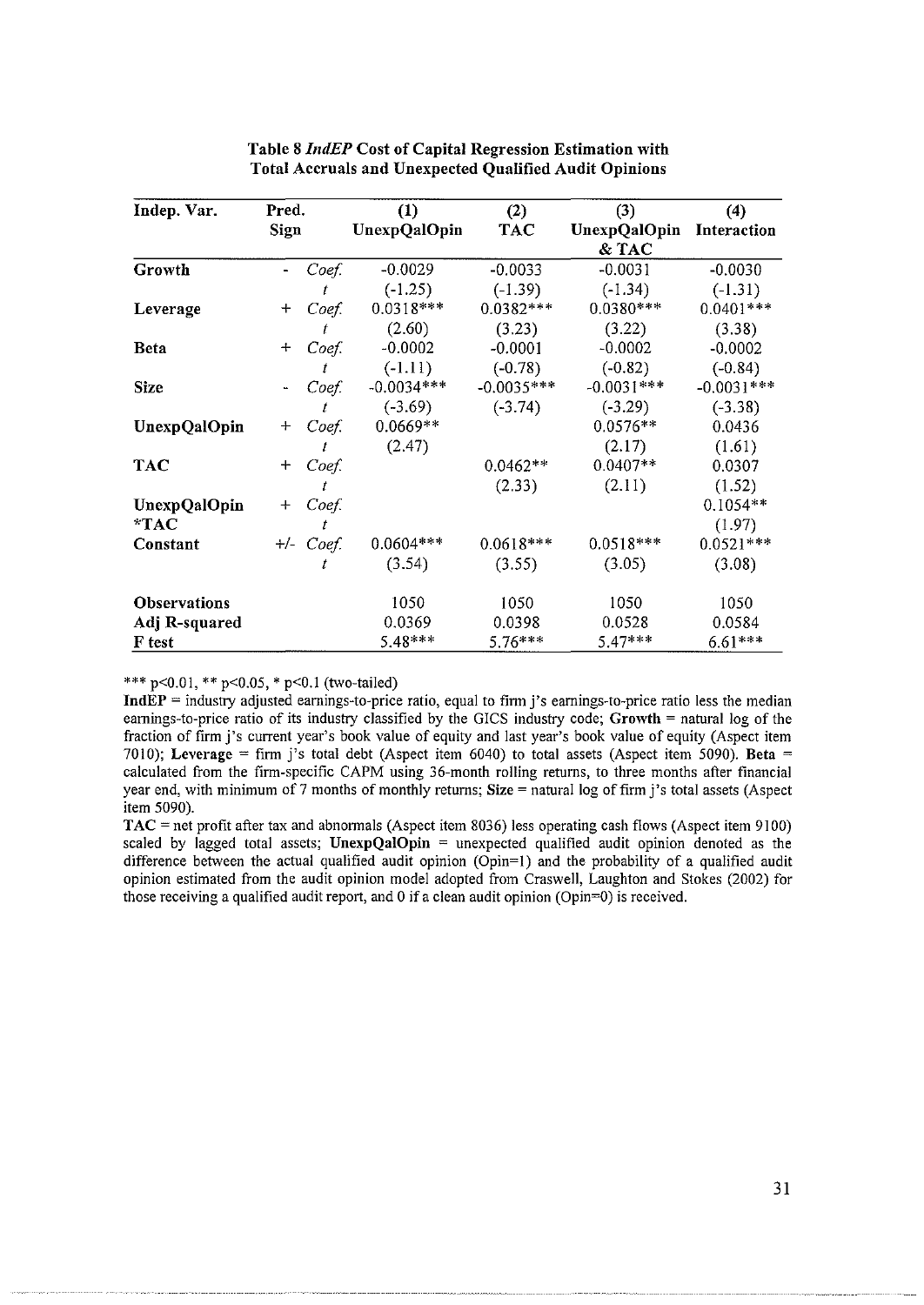**Table 8 *IndEP* Cost of Capital Regression Estimation with Total Accruals and Unexpected Qualified Audit Opinions**

| Indep. Var. | Pred. Sign | | (1) UnexpQalOpin | (2) TAC | (3) UnexpQalOpin & TAC | (4) Interaction |
|---|---|---|---|---|---|---|
| **Growth** | - | *Coef.* | -0.0029 | -0.0033 | -0.0031 | -0.0030 |
| | | *t* | (-1.25) | (-1.39) | (-1.34) | (-1.31) |
| **Leverage** | + | *Coef.* | 0.0318*** | 0.0382*** | 0.0380*** | 0.0401*** |
| | | *t* | (2.60) | (3.23) | (3.22) | (3.38) |
| **Beta** | + | *Coef.* | -0.0002 | -0.0001 | -0.0002 | -0.0002 |
| | | *t* | (-1.11) | (-0.78) | (-0.82) | (-0.84) |
| **Size** | - | *Coef.* | -0.0034*** | -0.0035*** | -0.0031*** | -0.0031*** |
| | | *t* | (-3.69) | (-3.74) | (-3.29) | (-3.38) |
| **UnexpQalOpin** | + | *Coef.* | 0.0669** | | 0.0576** | 0.0436 |
| | | *t* | (2.47) | | (2.17) | (1.61) |
| **TAC** | + | *Coef.* | | 0.0462** | 0.0407** | 0.0307 |
| | | *t* | | (2.33) | (2.11) | (1.52) |
| **UnexpQalOpin *TAC** | + | *Coef.* | | | | 0.1054** |
| | | *t* | | | | (1.97) |
| **Constant** | +/- | *Coef.* | 0.0604*** | 0.0618*** | 0.0518*** | 0.0521*** |
| | | *t* | (3.54) | (3.55) | (3.05) | (3.08) |
| **Observations** | | | 1050 | 1050 | 1050 | 1050 |
| **Adj R-squared** | | | 0.0369 | 0.0398 | 0.0528 | 0.0584 |
| **F test** | | | 5.48*** | 5.76*** | 5.47*** | 6.61*** |

*** p<0.01, ** p<0.05, * p<0.1 (two-tailed)

**IndEP** = industry adjusted earnings-to-price ratio, equal to firm j's earnings-to-price ratio less the median earnings-to-price ratio of its industry classified by the GICS industry code; **Growth** = natural log of the fraction of firm j's current year's book value of equity and last year's book value of equity (Aspect item 7010); **Leverage** = firm j's total debt (Aspect item 6040) to total assets (Aspect item 5090). **Beta** = calculated from the firm-specific CAPM using 36-month rolling returns, to three months after financial year end, with minimum of 7 months of monthly returns; **Size** = natural log of firm j's total assets (Aspect item 5090).

**TAC** = net profit after tax and abnormals (Aspect item 8036) less operating cash flows (Aspect item 9100) scaled by lagged total assets; **UnexpQalOpin** = unexpected qualified audit opinion denoted as the difference between the actual qualified audit opinion (Opin=1) and the probability of a qualified audit opinion estimated from the audit opinion model adopted from Craswell, Laughton and Stokes (2002) for those receiving a qualified audit report, and 0 if a clean audit opinion (Opin=0) is received.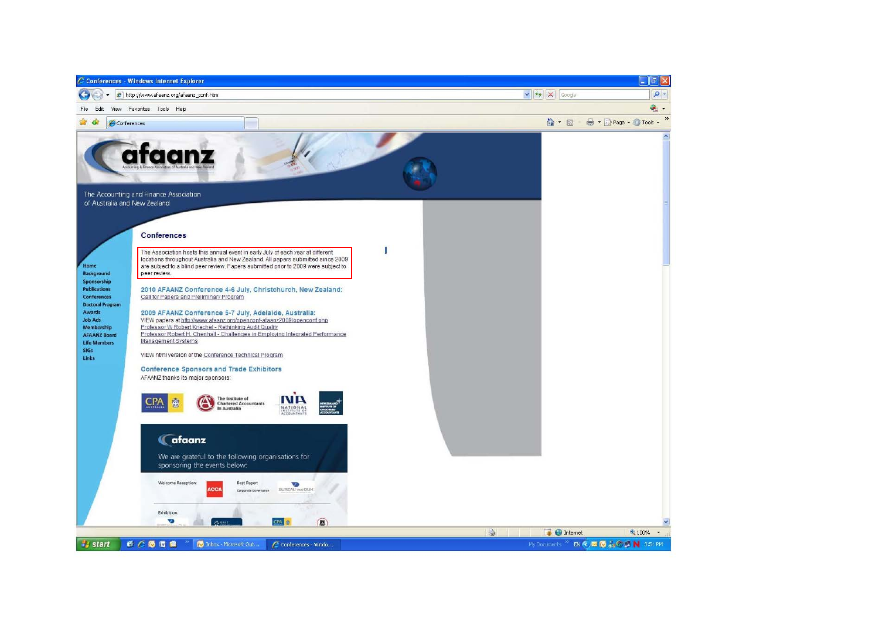Conferences - Windows Internet Explorer

http://www.afaanz.org/afaanz_conf.htm

afaanz

Accounting & Finance Association of Australia and New Zealand

The Accounting and Finance Association of Australia and New Zealand

- Home
- Background
- Sponsorship
- Publications
- Conferences
- Doctoral Program
- Awards
- Job Ads
- Membership
- AFAANZ Board
- Life Members
- SIGs
- Links

## Conferences

The Association hosts this annual event in early July of each year at different locations throughout Australia and New Zealand. All papers submitted since 2009 are subject to a blind peer review. Papers submitted prior to 2009 were subject to peer review.

### 2010 AFAANZ Conference 4-6 July, Christchurch, New Zealand:

Call for Papers and Preliminary Program

### 2009 AFAANZ Conference 5-7 July, Adelaide, Australia:

VIEW papers at http://www.afaanz.org/openconf-afaanz2009/openconf.php

Professor W Robert Knechel - Rethinking Audit Quality

Professor Robert H. Chenhall - Challenges in Employing Integrated Performance Management Systems

VIEW html version of the Conference Technical Program

### Conference Sponsors and Trade Exhibitors

AFAANZ thanks its major sponsors:

CPA Australia | The Institute of Chartered Accountants In Australia | National Institute of Accountants | New Zealand Institute of Chartered Accountants

afaanz

We are grateful to the following organisations for sponsoring the events below:

Welcome Reception: ACCA

Best Paper: Corporate Governance — Bureau van Dijk

Exhibition: